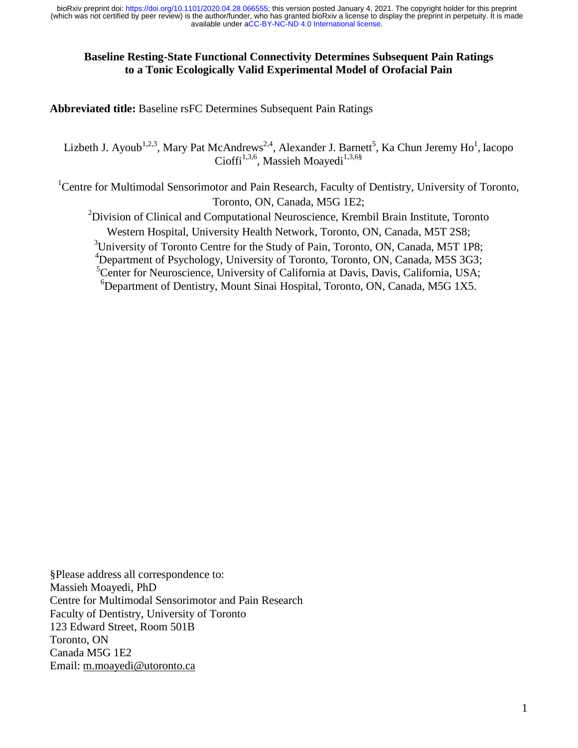# Baseline Resting-State Functional Connectivity Determines Subsequent Pain Ratings to a Tonic Ecologically Valid Experimental Model of Orofacial Pain

**Abbreviated title:** Baseline rsFC Determines Subsequent Pain Ratings

Lizbeth J. Ayoub[1,2,3], Mary Pat McAndrews[2,4], Alexander J. Barnett[5], Ka Chun Jeremy Ho[1], Iacopo Cioffi[1,3,6], Massieh Moayedi[1,3,6§]

[1]Centre for Multimodal Sensorimotor and Pain Research, Faculty of Dentistry, University of Toronto, Toronto, ON, Canada, M5G 1E2;

[2]Division of Clinical and Computational Neuroscience, Krembil Brain Institute, Toronto Western Hospital, University Health Network, Toronto, ON, Canada, M5T 2S8;

[3]University of Toronto Centre for the Study of Pain, Toronto, ON, Canada, M5T 1P8;

[4]Department of Psychology, University of Toronto, Toronto, ON, Canada, M5S 3G3;

[5]Center for Neuroscience, University of California at Davis, Davis, California, USA;

[6]Department of Dentistry, Mount Sinai Hospital, Toronto, ON, Canada, M5G 1X5.

§Please address all correspondence to:
Massieh Moayedi, PhD
Centre for Multimodal Sensorimotor and Pain Research
Faculty of Dentistry, University of Toronto
123 Edward Street, Room 501B
Toronto, ON
Canada M5G 1E2
Email: m.moayedi@utoronto.ca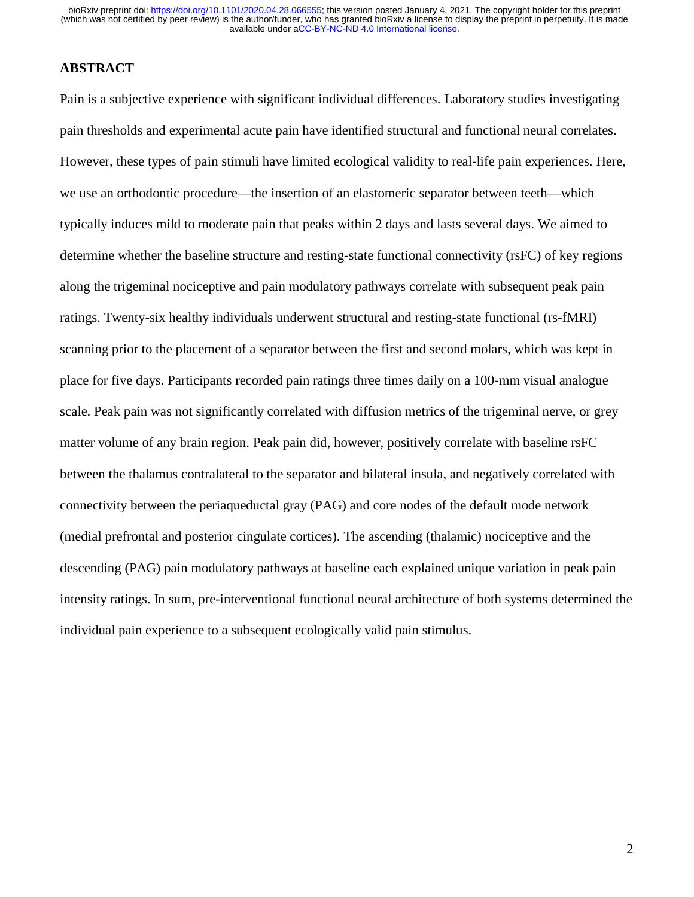## ABSTRACT

Pain is a subjective experience with significant individual differences. Laboratory studies investigating pain thresholds and experimental acute pain have identified structural and functional neural correlates. However, these types of pain stimuli have limited ecological validity to real-life pain experiences. Here, we use an orthodontic procedure—the insertion of an elastomeric separator between teeth—which typically induces mild to moderate pain that peaks within 2 days and lasts several days. We aimed to determine whether the baseline structure and resting-state functional connectivity (rsFC) of key regions along the trigeminal nociceptive and pain modulatory pathways correlate with subsequent peak pain ratings. Twenty-six healthy individuals underwent structural and resting-state functional (rs-fMRI) scanning prior to the placement of a separator between the first and second molars, which was kept in place for five days. Participants recorded pain ratings three times daily on a 100-mm visual analogue scale. Peak pain was not significantly correlated with diffusion metrics of the trigeminal nerve, or grey matter volume of any brain region. Peak pain did, however, positively correlate with baseline rsFC between the thalamus contralateral to the separator and bilateral insula, and negatively correlated with connectivity between the periaqueductal gray (PAG) and core nodes of the default mode network (medial prefrontal and posterior cingulate cortices). The ascending (thalamic) nociceptive and the descending (PAG) pain modulatory pathways at baseline each explained unique variation in peak pain intensity ratings. In sum, pre-interventional functional neural architecture of both systems determined the individual pain experience to a subsequent ecologically valid pain stimulus.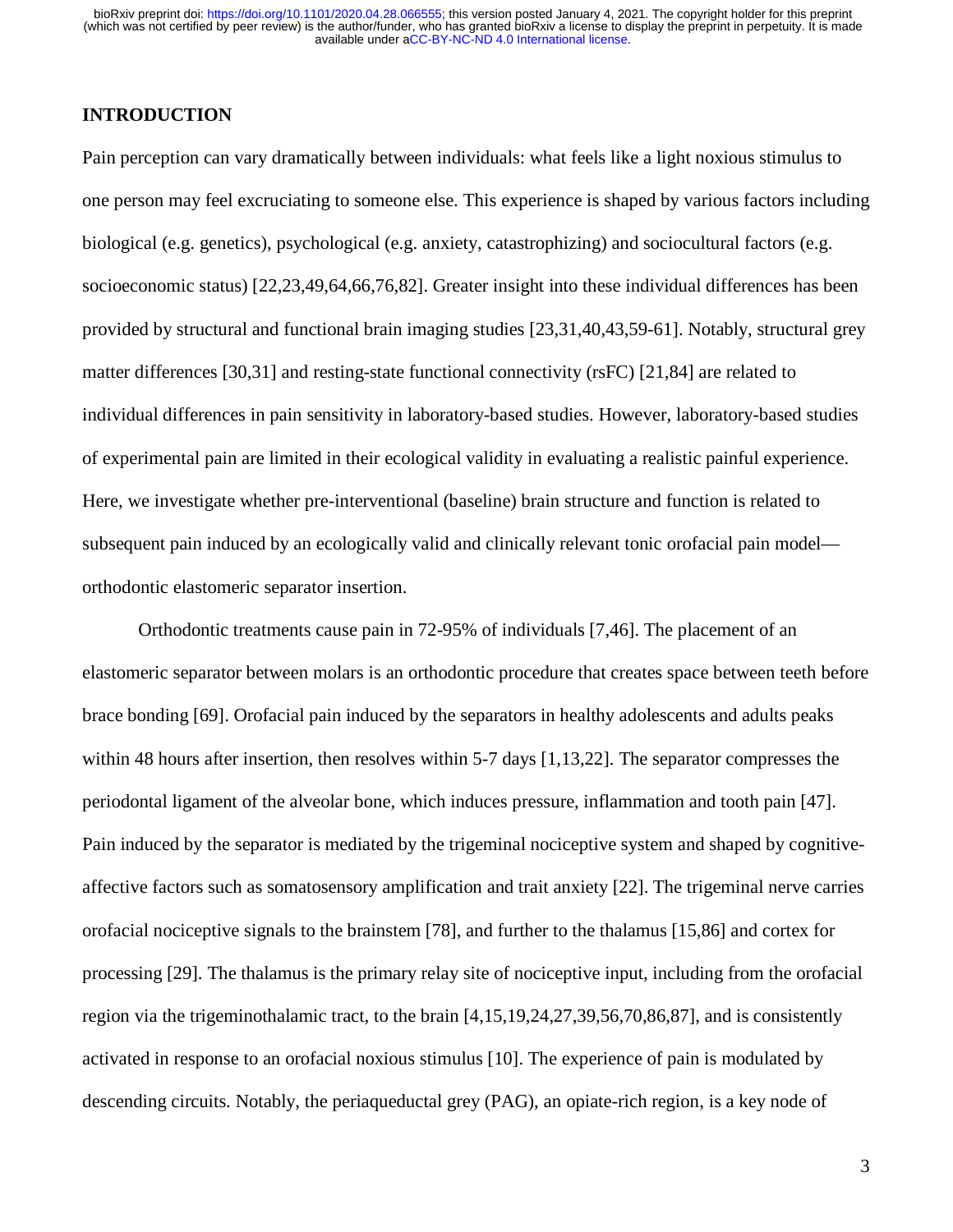## INTRODUCTION

Pain perception can vary dramatically between individuals: what feels like a light noxious stimulus to one person may feel excruciating to someone else. This experience is shaped by various factors including biological (e.g. genetics), psychological (e.g. anxiety, catastrophizing) and sociocultural factors (e.g. socioeconomic status) [22,23,49,64,66,76,82]. Greater insight into these individual differences has been provided by structural and functional brain imaging studies [23,31,40,43,59-61]. Notably, structural grey matter differences [30,31] and resting-state functional connectivity (rsFC) [21,84] are related to individual differences in pain sensitivity in laboratory-based studies. However, laboratory-based studies of experimental pain are limited in their ecological validity in evaluating a realistic painful experience. Here, we investigate whether pre-interventional (baseline) brain structure and function is related to subsequent pain induced by an ecologically valid and clinically relevant tonic orofacial pain model—orthodontic elastomeric separator insertion.

Orthodontic treatments cause pain in 72-95% of individuals [7,46]. The placement of an elastomeric separator between molars is an orthodontic procedure that creates space between teeth before brace bonding [69]. Orofacial pain induced by the separators in healthy adolescents and adults peaks within 48 hours after insertion, then resolves within 5-7 days [1,13,22]. The separator compresses the periodontal ligament of the alveolar bone, which induces pressure, inflammation and tooth pain [47]. Pain induced by the separator is mediated by the trigeminal nociceptive system and shaped by cognitive-affective factors such as somatosensory amplification and trait anxiety [22]. The trigeminal nerve carries orofacial nociceptive signals to the brainstem [78], and further to the thalamus [15,86] and cortex for processing [29]. The thalamus is the primary relay site of nociceptive input, including from the orofacial region via the trigeminothalamic tract, to the brain [4,15,19,24,27,39,56,70,86,87], and is consistently activated in response to an orofacial noxious stimulus [10]. The experience of pain is modulated by descending circuits. Notably, the periaqueductal grey (PAG), an opiate-rich region, is a key node of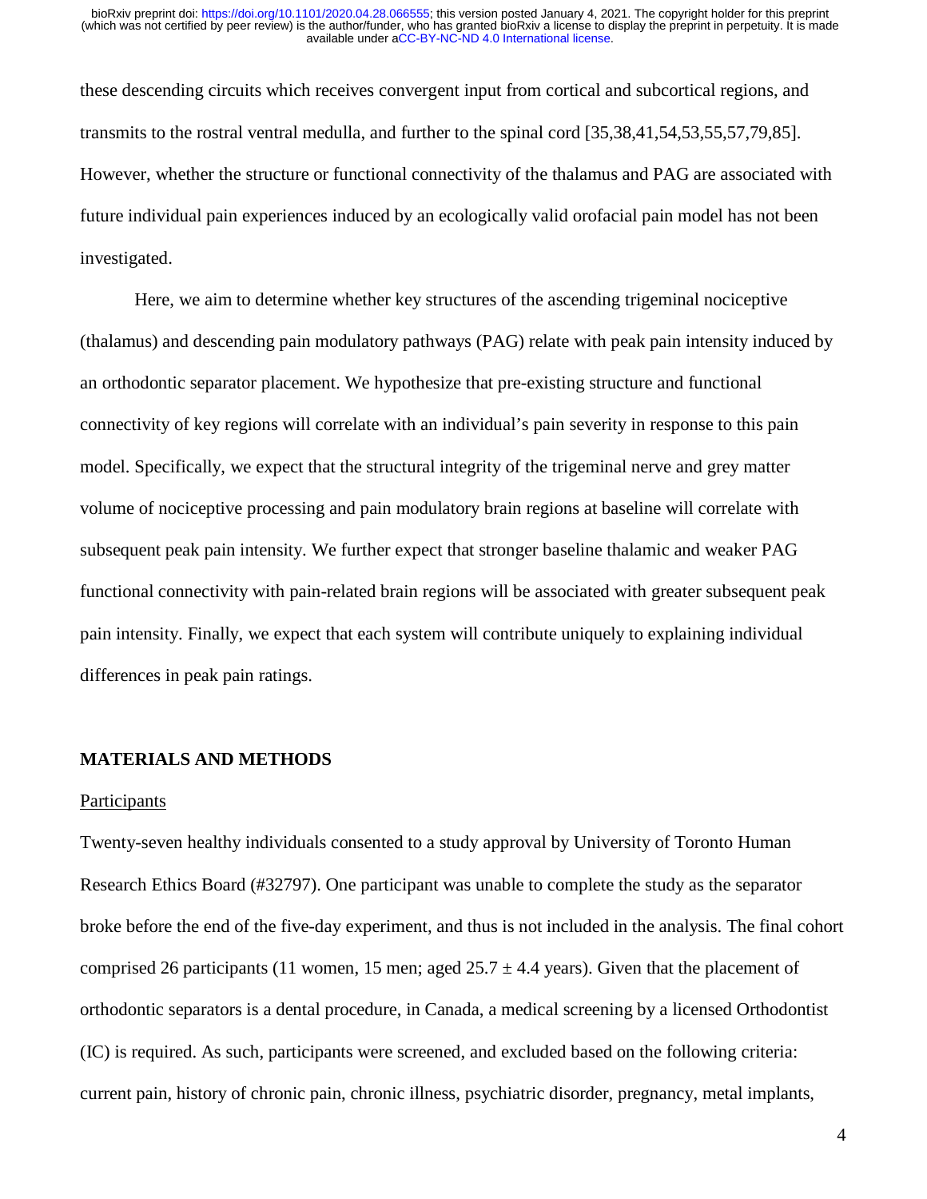these descending circuits which receives convergent input from cortical and subcortical regions, and transmits to the rostral ventral medulla, and further to the spinal cord [35,38,41,54,53,55,57,79,85]. However, whether the structure or functional connectivity of the thalamus and PAG are associated with future individual pain experiences induced by an ecologically valid orofacial pain model has not been investigated.

Here, we aim to determine whether key structures of the ascending trigeminal nociceptive (thalamus) and descending pain modulatory pathways (PAG) relate with peak pain intensity induced by an orthodontic separator placement. We hypothesize that pre-existing structure and functional connectivity of key regions will correlate with an individual's pain severity in response to this pain model. Specifically, we expect that the structural integrity of the trigeminal nerve and grey matter volume of nociceptive processing and pain modulatory brain regions at baseline will correlate with subsequent peak pain intensity. We further expect that stronger baseline thalamic and weaker PAG functional connectivity with pain-related brain regions will be associated with greater subsequent peak pain intensity. Finally, we expect that each system will contribute uniquely to explaining individual differences in peak pain ratings.

## MATERIALS AND METHODS

### Participants

Twenty-seven healthy individuals consented to a study approval by University of Toronto Human Research Ethics Board (#32797). One participant was unable to complete the study as the separator broke before the end of the five-day experiment, and thus is not included in the analysis. The final cohort comprised 26 participants (11 women, 15 men; aged $25.7 \pm 4.4$ years). Given that the placement of orthodontic separators is a dental procedure, in Canada, a medical screening by a licensed Orthodontist (IC) is required. As such, participants were screened, and excluded based on the following criteria: current pain, history of chronic pain, chronic illness, psychiatric disorder, pregnancy, metal implants,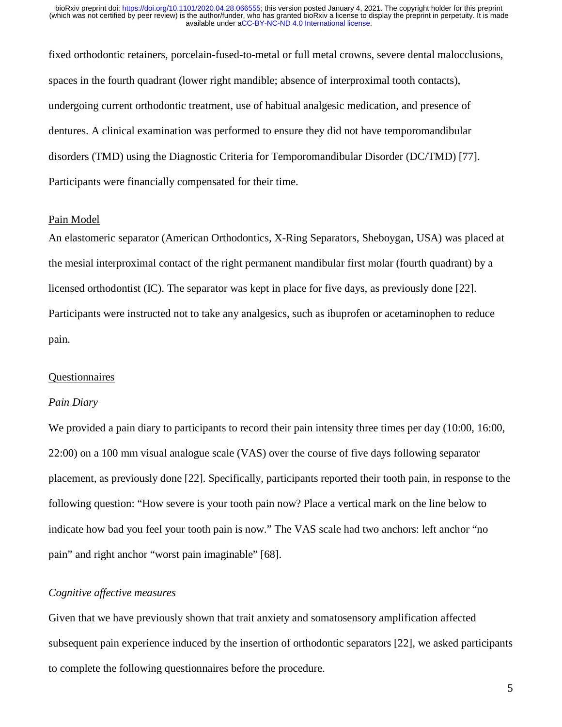fixed orthodontic retainers, porcelain-fused-to-metal or full metal crowns, severe dental malocclusions, spaces in the fourth quadrant (lower right mandible; absence of interproximal tooth contacts), undergoing current orthodontic treatment, use of habitual analgesic medication, and presence of dentures. A clinical examination was performed to ensure they did not have temporomandibular disorders (TMD) using the Diagnostic Criteria for Temporomandibular Disorder (DC/TMD) [77]. Participants were financially compensated for their time.

## Pain Model

An elastomeric separator (American Orthodontics, X-Ring Separators, Sheboygan, USA) was placed at the mesial interproximal contact of the right permanent mandibular first molar (fourth quadrant) by a licensed orthodontist (IC). The separator was kept in place for five days, as previously done [22]. Participants were instructed not to take any analgesics, such as ibuprofen or acetaminophen to reduce pain.

## Questionnaires

### *Pain Diary*

We provided a pain diary to participants to record their pain intensity three times per day (10:00, 16:00, 22:00) on a 100 mm visual analogue scale (VAS) over the course of five days following separator placement, as previously done [22]. Specifically, participants reported their tooth pain, in response to the following question: "How severe is your tooth pain now? Place a vertical mark on the line below to indicate how bad you feel your tooth pain is now." The VAS scale had two anchors: left anchor "no pain" and right anchor "worst pain imaginable" [68].

### *Cognitive affective measures*

Given that we have previously shown that trait anxiety and somatosensory amplification affected subsequent pain experience induced by the insertion of orthodontic separators [22], we asked participants to complete the following questionnaires before the procedure.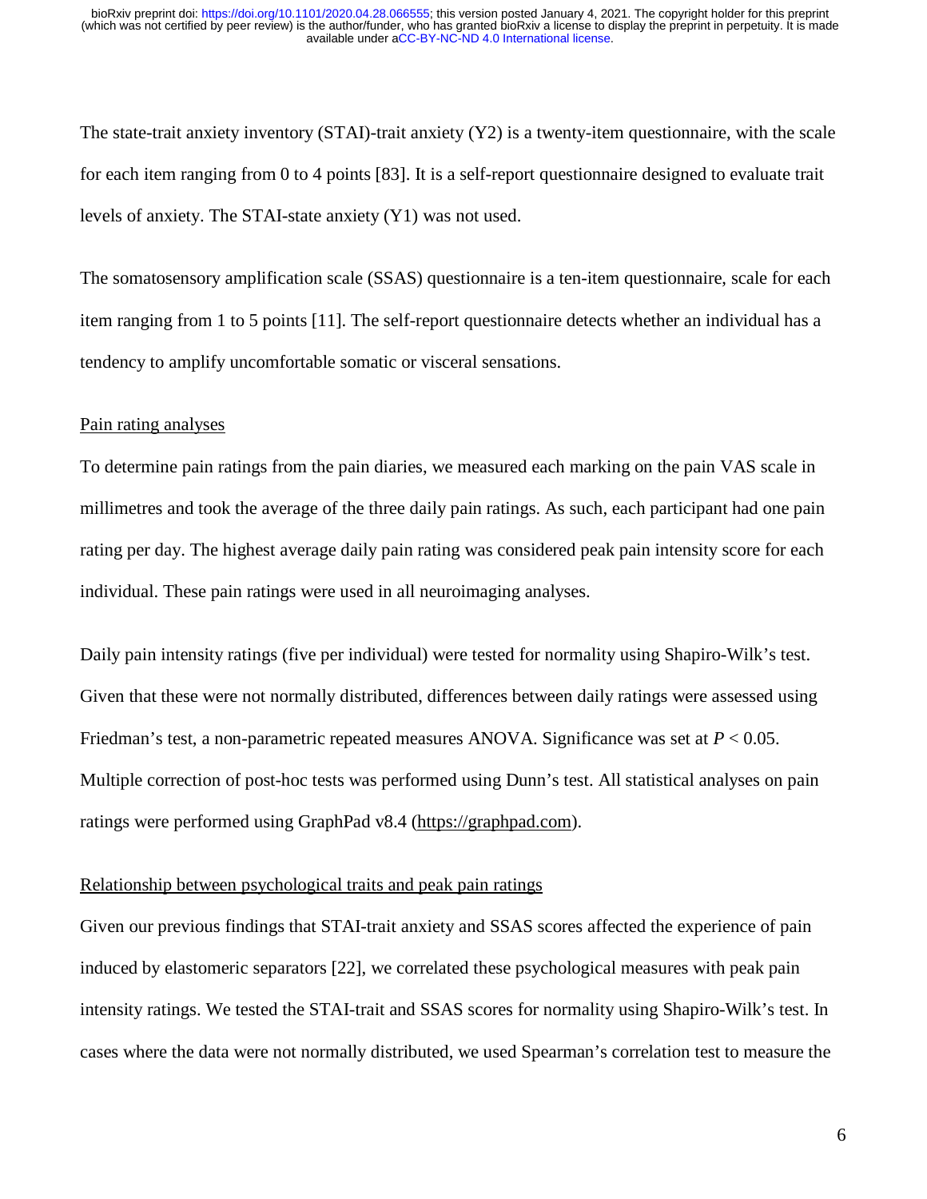The state-trait anxiety inventory (STAI)-trait anxiety (Y2) is a twenty-item questionnaire, with the scale for each item ranging from 0 to 4 points [83]. It is a self-report questionnaire designed to evaluate trait levels of anxiety. The STAI-state anxiety (Y1) was not used.

The somatosensory amplification scale (SSAS) questionnaire is a ten-item questionnaire, scale for each item ranging from 1 to 5 points [11]. The self-report questionnaire detects whether an individual has a tendency to amplify uncomfortable somatic or visceral sensations.

### Pain rating analyses

To determine pain ratings from the pain diaries, we measured each marking on the pain VAS scale in millimetres and took the average of the three daily pain ratings. As such, each participant had one pain rating per day. The highest average daily pain rating was considered peak pain intensity score for each individual. These pain ratings were used in all neuroimaging analyses.

Daily pain intensity ratings (five per individual) were tested for normality using Shapiro-Wilk's test. Given that these were not normally distributed, differences between daily ratings were assessed using Friedman's test, a non-parametric repeated measures ANOVA. Significance was set at $P < 0.05$. Multiple correction of post-hoc tests was performed using Dunn's test. All statistical analyses on pain ratings were performed using GraphPad v8.4 (https://graphpad.com).

### Relationship between psychological traits and peak pain ratings

Given our previous findings that STAI-trait anxiety and SSAS scores affected the experience of pain induced by elastomeric separators [22], we correlated these psychological measures with peak pain intensity ratings. We tested the STAI-trait and SSAS scores for normality using Shapiro-Wilk's test. In cases where the data were not normally distributed, we used Spearman's correlation test to measure the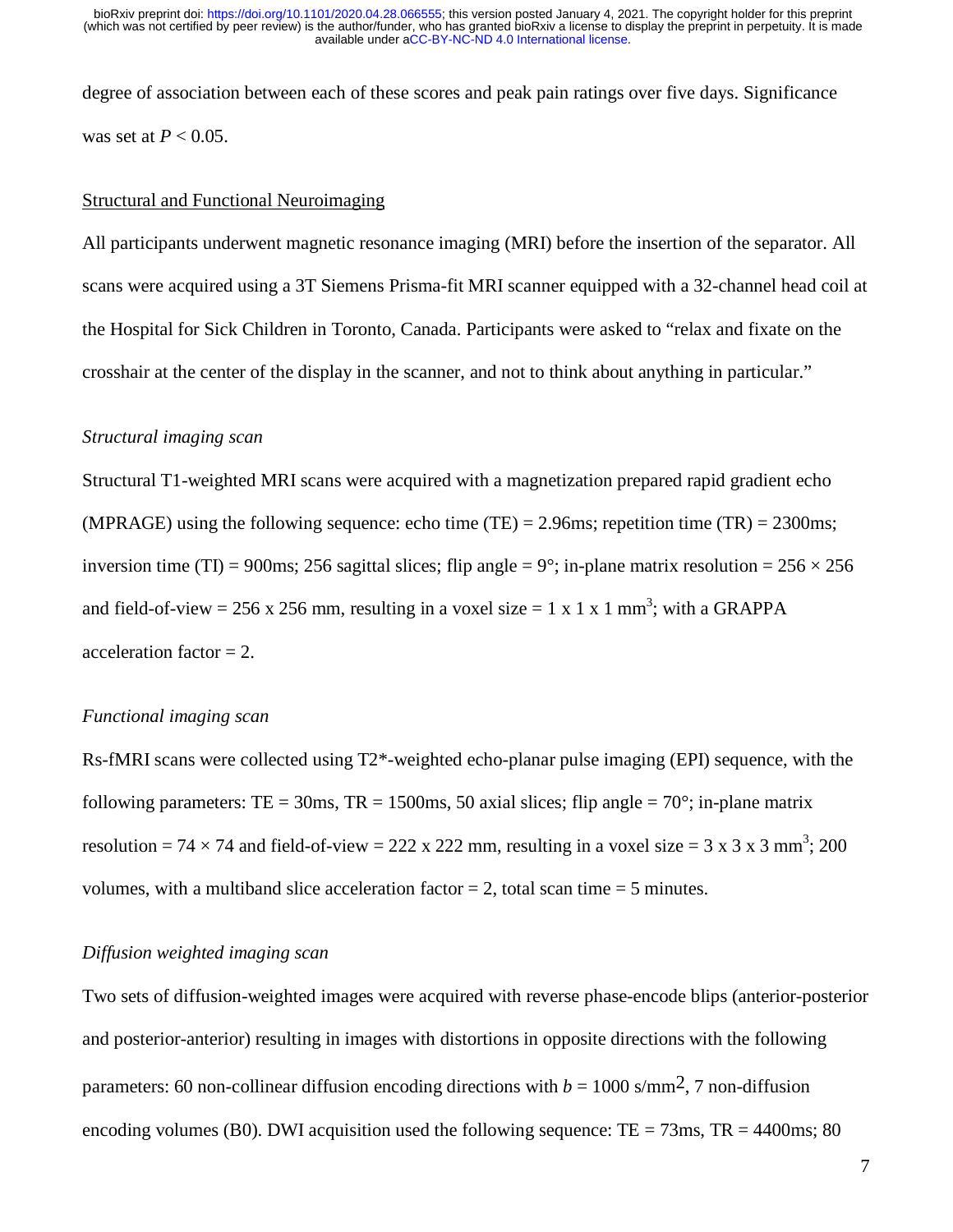degree of association between each of these scores and peak pain ratings over five days. Significance was set at $P < 0.05$.

## Structural and Functional Neuroimaging

All participants underwent magnetic resonance imaging (MRI) before the insertion of the separator. All scans were acquired using a 3T Siemens Prisma-fit MRI scanner equipped with a 32-channel head coil at the Hospital for Sick Children in Toronto, Canada. Participants were asked to "relax and fixate on the crosshair at the center of the display in the scanner, and not to think about anything in particular."

### *Structural imaging scan*

Structural T1-weighted MRI scans were acquired with a magnetization prepared rapid gradient echo (MPRAGE) using the following sequence: echo time (TE) = 2.96ms; repetition time (TR) = 2300ms; inversion time (TI) = 900ms; 256 sagittal slices; flip angle = 9°; in-plane matrix resolution = 256 × 256 and field-of-view = 256 x 256 mm, resulting in a voxel size = 1 x 1 x 1 $mm^3$; with a GRAPPA acceleration factor = 2.

### *Functional imaging scan*

Rs-fMRI scans were collected using T2*-weighted echo-planar pulse imaging (EPI) sequence, with the following parameters: TE = 30ms, TR = 1500ms, 50 axial slices; flip angle = 70°; in-plane matrix resolution = 74 × 74 and field-of-view = 222 x 222 mm, resulting in a voxel size = 3 x 3 x 3 $mm^3$; 200 volumes, with a multiband slice acceleration factor = 2, total scan time = 5 minutes.

### *Diffusion weighted imaging scan*

Two sets of diffusion-weighted images were acquired with reverse phase-encode blips (anterior-posterior and posterior-anterior) resulting in images with distortions in opposite directions with the following parameters: 60 non-collinear diffusion encoding directions with $b = 1000$ s/$mm^2$, 7 non-diffusion encoding volumes (B0). DWI acquisition used the following sequence: TE = 73ms, TR = 4400ms; 80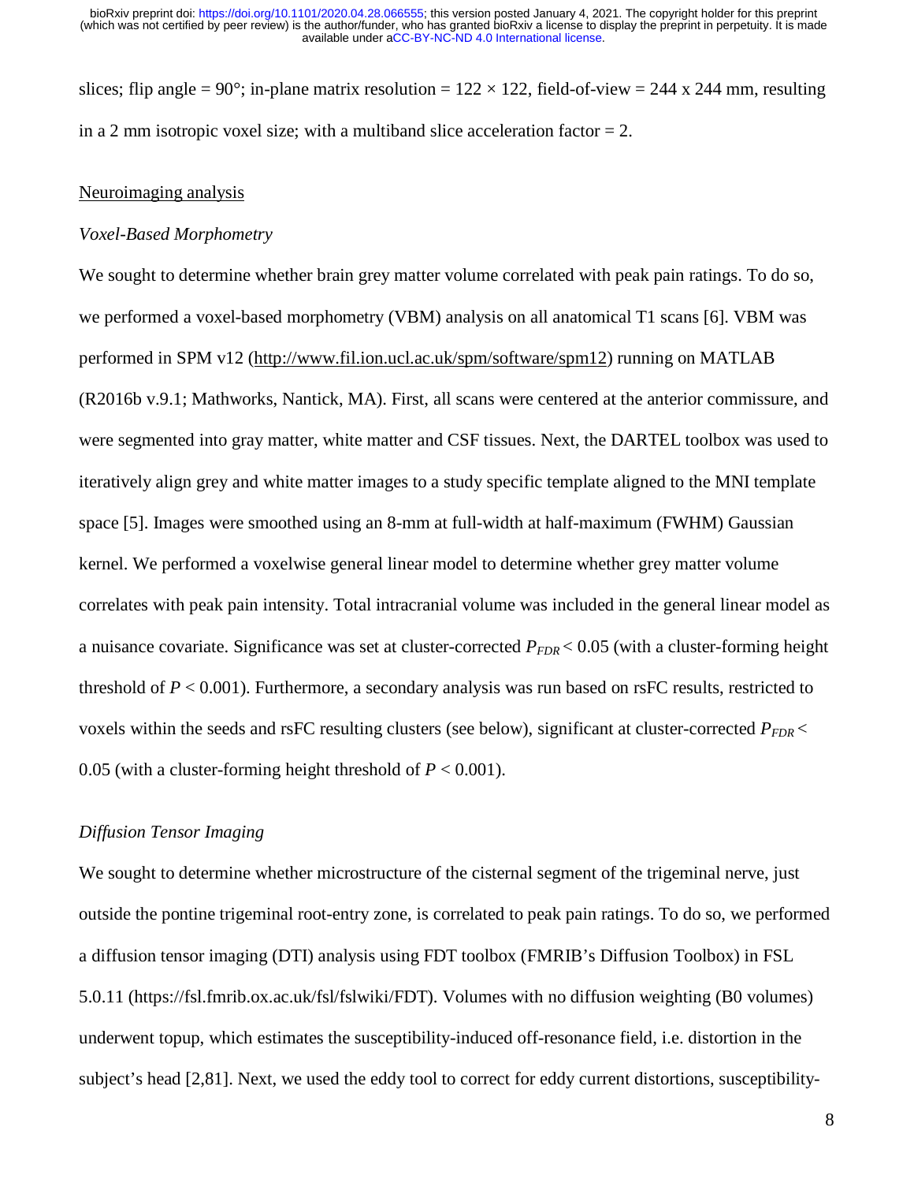slices; flip angle = 90°; in-plane matrix resolution = 122 × 122, field-of-view = 244 x 244 mm, resulting in a 2 mm isotropic voxel size; with a multiband slice acceleration factor = 2.

## Neuroimaging analysis

### *Voxel-Based Morphometry*

We sought to determine whether brain grey matter volume correlated with peak pain ratings. To do so, we performed a voxel-based morphometry (VBM) analysis on all anatomical T1 scans [6]. VBM was performed in SPM v12 (http://www.fil.ion.ucl.ac.uk/spm/software/spm12) running on MATLAB (R2016b v.9.1; Mathworks, Nantick, MA). First, all scans were centered at the anterior commissure, and were segmented into gray matter, white matter and CSF tissues. Next, the DARTEL toolbox was used to iteratively align grey and white matter images to a study specific template aligned to the MNI template space [5]. Images were smoothed using an 8-mm at full-width at half-maximum (FWHM) Gaussian kernel. We performed a voxelwise general linear model to determine whether grey matter volume correlates with peak pain intensity. Total intracranial volume was included in the general linear model as a nuisance covariate. Significance was set at cluster-corrected $P_{FDR} < 0.05$ (with a cluster-forming height threshold of $P < 0.001$). Furthermore, a secondary analysis was run based on rsFC results, restricted to voxels within the seeds and rsFC resulting clusters (see below), significant at cluster-corrected $P_{FDR} < 0.05$ (with a cluster-forming height threshold of $P < 0.001$).

### *Diffusion Tensor Imaging*

We sought to determine whether microstructure of the cisternal segment of the trigeminal nerve, just outside the pontine trigeminal root-entry zone, is correlated to peak pain ratings. To do so, we performed a diffusion tensor imaging (DTI) analysis using FDT toolbox (FMRIB's Diffusion Toolbox) in FSL 5.0.11 (https://fsl.fmrib.ox.ac.uk/fsl/fslwiki/FDT). Volumes with no diffusion weighting (B0 volumes) underwent topup, which estimates the susceptibility-induced off-resonance field, i.e. distortion in the subject's head [2,81]. Next, we used the eddy tool to correct for eddy current distortions, susceptibility-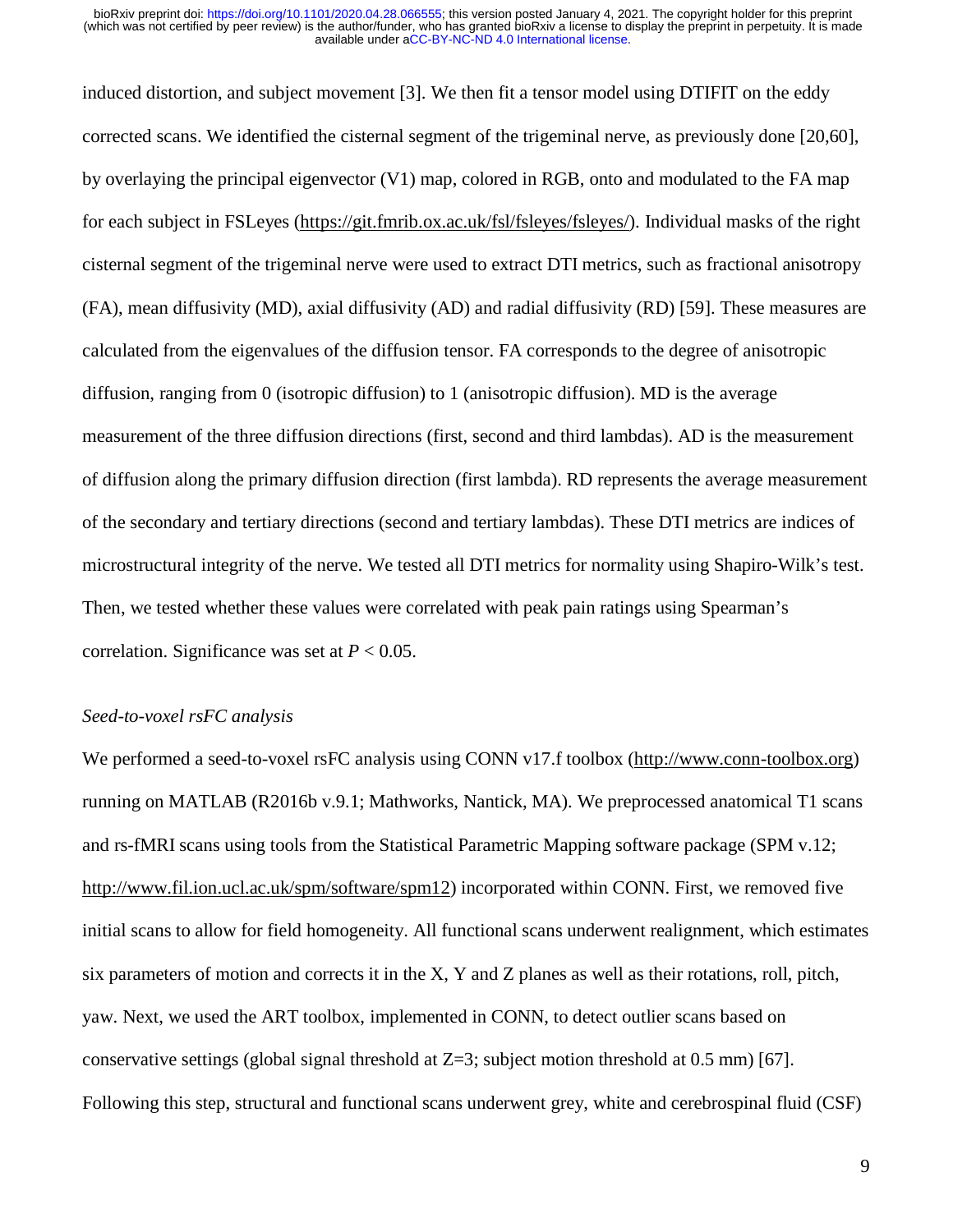induced distortion, and subject movement [3]. We then fit a tensor model using DTIFIT on the eddy corrected scans. We identified the cisternal segment of the trigeminal nerve, as previously done [20,60], by overlaying the principal eigenvector (V1) map, colored in RGB, onto and modulated to the FA map for each subject in FSLeyes (https://git.fmrib.ox.ac.uk/fsl/fsleyes/fsleyes/). Individual masks of the right cisternal segment of the trigeminal nerve were used to extract DTI metrics, such as fractional anisotropy (FA), mean diffusivity (MD), axial diffusivity (AD) and radial diffusivity (RD) [59]. These measures are calculated from the eigenvalues of the diffusion tensor. FA corresponds to the degree of anisotropic diffusion, ranging from 0 (isotropic diffusion) to 1 (anisotropic diffusion). MD is the average measurement of the three diffusion directions (first, second and third lambdas). AD is the measurement of diffusion along the primary diffusion direction (first lambda). RD represents the average measurement of the secondary and tertiary directions (second and tertiary lambdas). These DTI metrics are indices of microstructural integrity of the nerve. We tested all DTI metrics for normality using Shapiro-Wilk's test. Then, we tested whether these values were correlated with peak pain ratings using Spearman's correlation. Significance was set at $P < 0.05$.

*Seed-to-voxel rsFC analysis*

We performed a seed-to-voxel rsFC analysis using CONN v17.f toolbox (http://www.conn-toolbox.org) running on MATLAB (R2016b v.9.1; Mathworks, Nantick, MA). We preprocessed anatomical T1 scans and rs-fMRI scans using tools from the Statistical Parametric Mapping software package (SPM v.12; http://www.fil.ion.ucl.ac.uk/spm/software/spm12) incorporated within CONN. First, we removed five initial scans to allow for field homogeneity. All functional scans underwent realignment, which estimates six parameters of motion and corrects it in the X, Y and Z planes as well as their rotations, roll, pitch, yaw. Next, we used the ART toolbox, implemented in CONN, to detect outlier scans based on conservative settings (global signal threshold at Z=3; subject motion threshold at 0.5 mm) [67]. Following this step, structural and functional scans underwent grey, white and cerebrospinal fluid (CSF)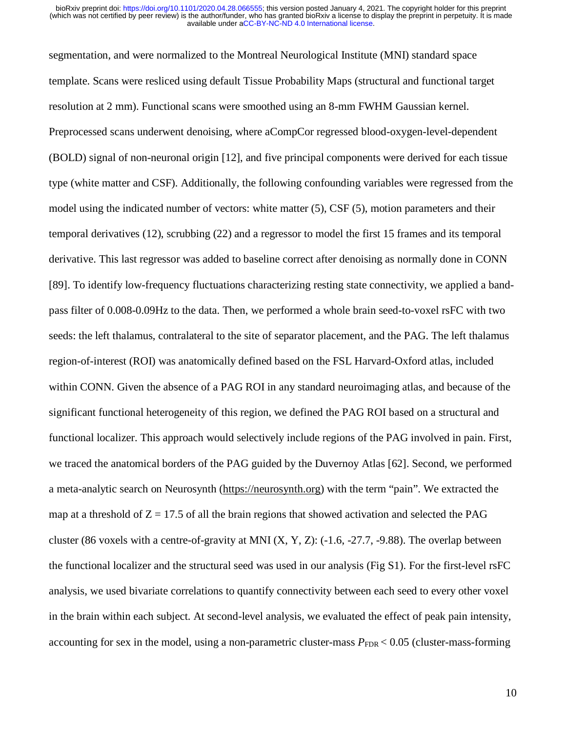segmentation, and were normalized to the Montreal Neurological Institute (MNI) standard space template. Scans were resliced using default Tissue Probability Maps (structural and functional target resolution at 2 mm). Functional scans were smoothed using an 8-mm FWHM Gaussian kernel. Preprocessed scans underwent denoising, where aCompCor regressed blood-oxygen-level-dependent (BOLD) signal of non-neuronal origin [12], and five principal components were derived for each tissue type (white matter and CSF). Additionally, the following confounding variables were regressed from the model using the indicated number of vectors: white matter (5), CSF (5), motion parameters and their temporal derivatives (12), scrubbing (22) and a regressor to model the first 15 frames and its temporal derivative. This last regressor was added to baseline correct after denoising as normally done in CONN [89]. To identify low-frequency fluctuations characterizing resting state connectivity, we applied a band-pass filter of 0.008-0.09Hz to the data. Then, we performed a whole brain seed-to-voxel rsFC with two seeds: the left thalamus, contralateral to the site of separator placement, and the PAG. The left thalamus region-of-interest (ROI) was anatomically defined based on the FSL Harvard-Oxford atlas, included within CONN. Given the absence of a PAG ROI in any standard neuroimaging atlas, and because of the significant functional heterogeneity of this region, we defined the PAG ROI based on a structural and functional localizer. This approach would selectively include regions of the PAG involved in pain. First, we traced the anatomical borders of the PAG guided by the Duvernoy Atlas [62]. Second, we performed a meta-analytic search on Neurosynth (https://neurosynth.org) with the term "pain". We extracted the map at a threshold of $Z = 17.5$ of all the brain regions that showed activation and selected the PAG cluster (86 voxels with a centre-of-gravity at MNI (X, Y, Z): (-1.6, -27.7, -9.88). The overlap between the functional localizer and the structural seed was used in our analysis (Fig S1). For the first-level rsFC analysis, we used bivariate correlations to quantify connectivity between each seed to every other voxel in the brain within each subject. At second-level analysis, we evaluated the effect of peak pain intensity, accounting for sex in the model, using a non-parametric cluster-mass $P_{FDR} < 0.05$ (cluster-mass-forming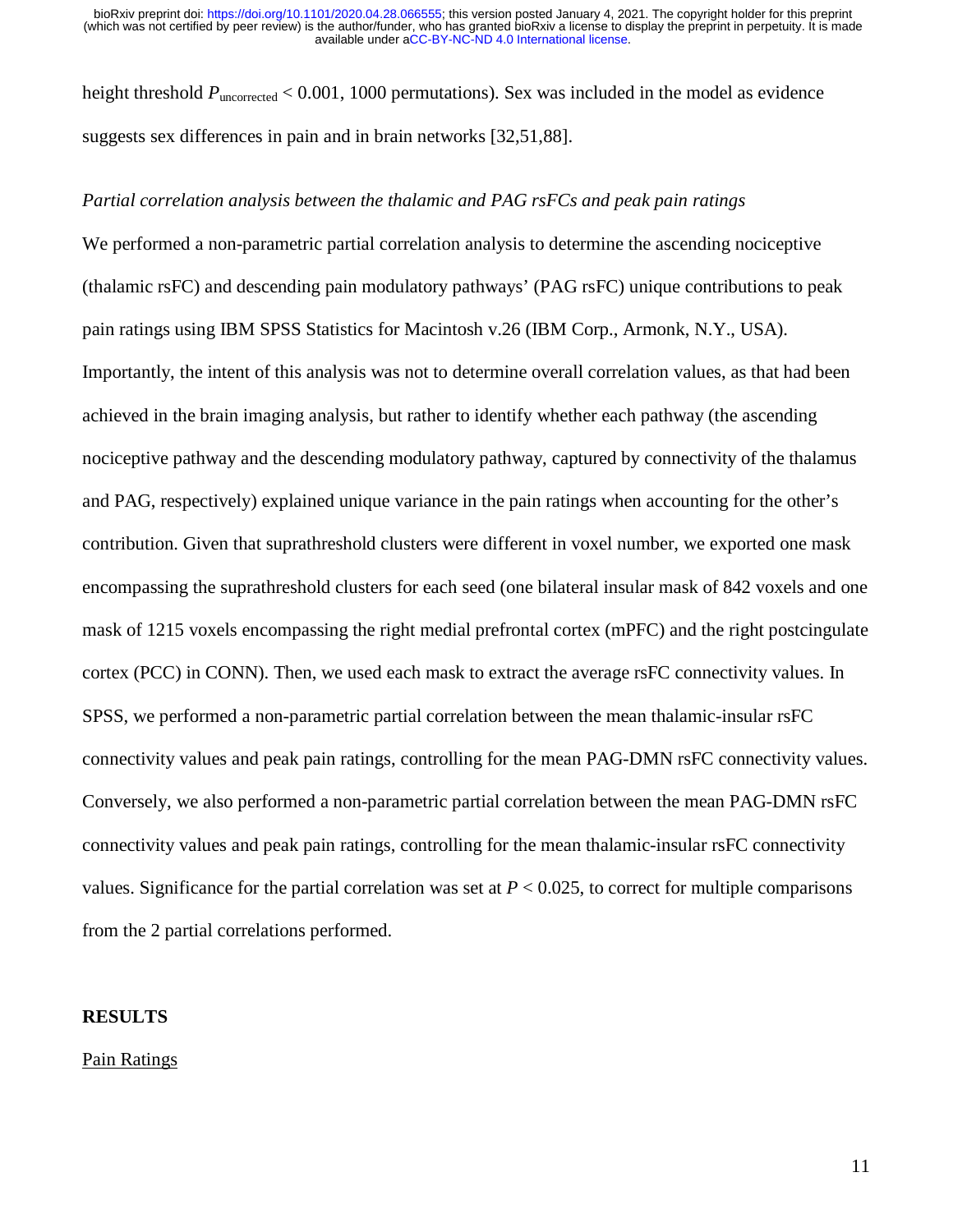height threshold $P_{\text{uncorrected}} < 0.001$, 1000 permutations). Sex was included in the model as evidence suggests sex differences in pain and in brain networks [32,51,88].

*Partial correlation analysis between the thalamic and PAG rsFCs and peak pain ratings*

We performed a non-parametric partial correlation analysis to determine the ascending nociceptive (thalamic rsFC) and descending pain modulatory pathways' (PAG rsFC) unique contributions to peak pain ratings using IBM SPSS Statistics for Macintosh v.26 (IBM Corp., Armonk, N.Y., USA). Importantly, the intent of this analysis was not to determine overall correlation values, as that had been achieved in the brain imaging analysis, but rather to identify whether each pathway (the ascending nociceptive pathway and the descending modulatory pathway, captured by connectivity of the thalamus and PAG, respectively) explained unique variance in the pain ratings when accounting for the other's contribution. Given that suprathreshold clusters were different in voxel number, we exported one mask encompassing the suprathreshold clusters for each seed (one bilateral insular mask of 842 voxels and one mask of 1215 voxels encompassing the right medial prefrontal cortex (mPFC) and the right postcingulate cortex (PCC) in CONN). Then, we used each mask to extract the average rsFC connectivity values. In SPSS, we performed a non-parametric partial correlation between the mean thalamic-insular rsFC connectivity values and peak pain ratings, controlling for the mean PAG-DMN rsFC connectivity values. Conversely, we also performed a non-parametric partial correlation between the mean PAG-DMN rsFC connectivity values and peak pain ratings, controlling for the mean thalamic-insular rsFC connectivity values. Significance for the partial correlation was set at $P < 0.025$, to correct for multiple comparisons from the 2 partial correlations performed.

## RESULTS

### Pain Ratings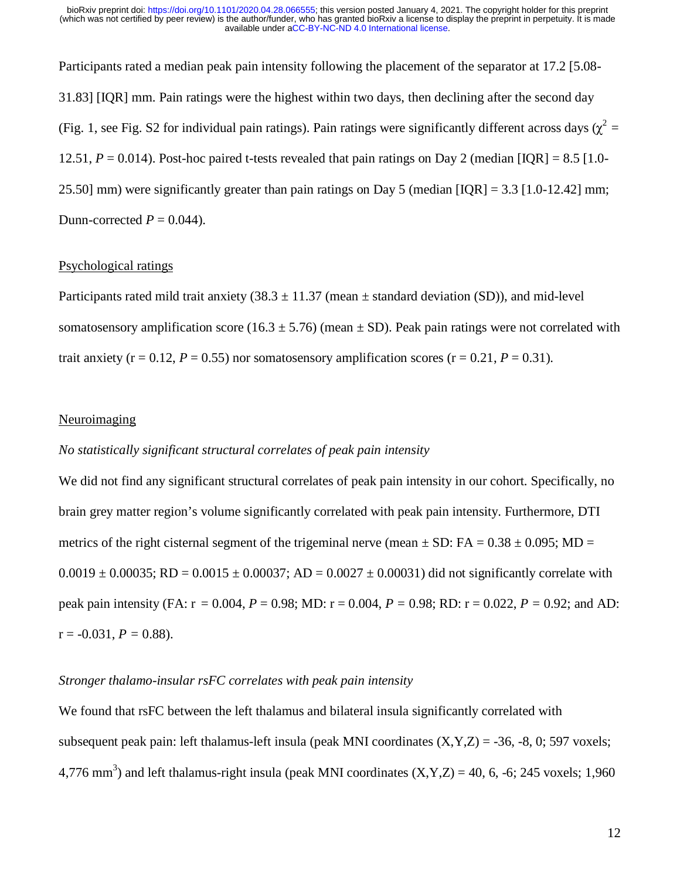Participants rated a median peak pain intensity following the placement of the separator at 17.2 [5.08-31.83] [IQR] mm. Pain ratings were the highest within two days, then declining after the second day (Fig. 1, see Fig. S2 for individual pain ratings). Pain ratings were significantly different across days ($\chi^2$ = 12.51, $P$ = 0.014). Post-hoc paired t-tests revealed that pain ratings on Day 2 (median [IQR] = 8.5 [1.0-25.50] mm) were significantly greater than pain ratings on Day 5 (median [IQR] = 3.3 [1.0-12.42] mm; Dunn-corrected $P$ = 0.044).

## Psychological ratings

Participants rated mild trait anxiety (38.3 ± 11.37 (mean ± standard deviation (SD)), and mid-level somatosensory amplification score (16.3 ± 5.76) (mean ± SD). Peak pain ratings were not correlated with trait anxiety (r = 0.12, $P$ = 0.55) nor somatosensory amplification scores (r = 0.21, $P$ = 0.31).

## Neuroimaging

### *No statistically significant structural correlates of peak pain intensity*

We did not find any significant structural correlates of peak pain intensity in our cohort. Specifically, no brain grey matter region's volume significantly correlated with peak pain intensity. Furthermore, DTI metrics of the right cisternal segment of the trigeminal nerve (mean ± SD: FA = 0.38 ± 0.095; MD = 0.0019 ± 0.00035; RD = 0.0015 ± 0.00037; AD = 0.0027 ± 0.00031) did not significantly correlate with peak pain intensity (FA: r = 0.004, $P$ = 0.98; MD: r = 0.004, $P$ = 0.98; RD: r = 0.022, $P$ = 0.92; and AD: r = -0.031, $P$ = 0.88).

### *Stronger thalamo-insular rsFC correlates with peak pain intensity*

We found that rsFC between the left thalamus and bilateral insula significantly correlated with subsequent peak pain: left thalamus-left insula (peak MNI coordinates (X,Y,Z) = -36, -8, 0; 597 voxels; 4,776 $mm^3$) and left thalamus-right insula (peak MNI coordinates (X,Y,Z) = 40, 6, -6; 245 voxels; 1,960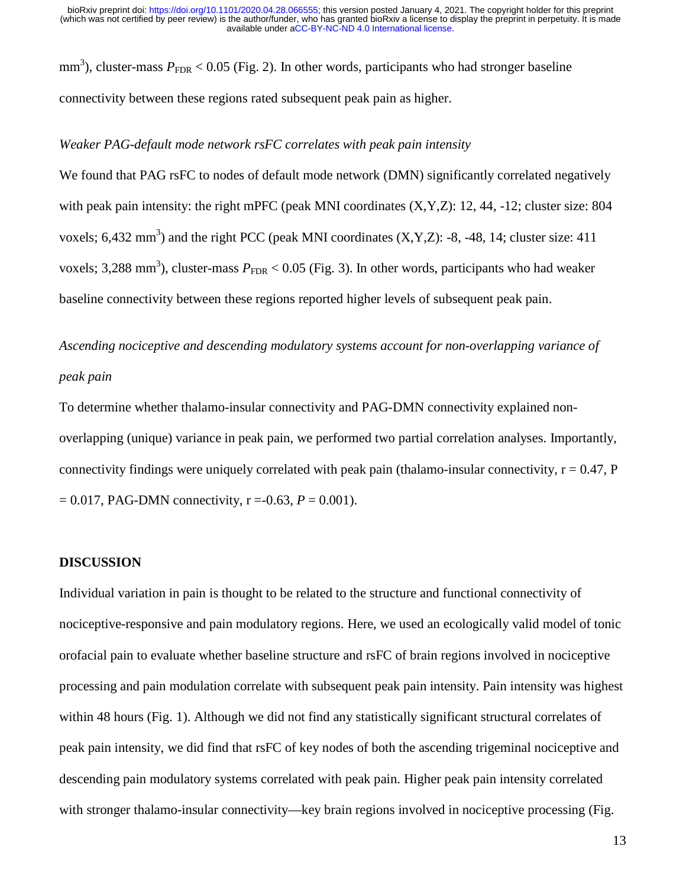mm$^3$), cluster-mass $P_{FDR} < 0.05$ (Fig. 2). In other words, participants who had stronger baseline connectivity between these regions rated subsequent peak pain as higher.

*Weaker PAG-default mode network rsFC correlates with peak pain intensity*

We found that PAG rsFC to nodes of default mode network (DMN) significantly correlated negatively with peak pain intensity: the right mPFC (peak MNI coordinates (X,Y,Z): 12, 44, -12; cluster size: 804 voxels; 6,432 mm$^3$) and the right PCC (peak MNI coordinates (X,Y,Z): -8, -48, 14; cluster size: 411 voxels; 3,288 mm$^3$), cluster-mass $P_{FDR} < 0.05$ (Fig. 3). In other words, participants who had weaker baseline connectivity between these regions reported higher levels of subsequent peak pain.

*Ascending nociceptive and descending modulatory systems account for non-overlapping variance of peak pain*

To determine whether thalamo-insular connectivity and PAG-DMN connectivity explained non-overlapping (unique) variance in peak pain, we performed two partial correlation analyses. Importantly, connectivity findings were uniquely correlated with peak pain (thalamo-insular connectivity, $r = 0.47$, $P = 0.017$, PAG-DMN connectivity, $r = -0.63$, $P = 0.001$).

## DISCUSSION

Individual variation in pain is thought to be related to the structure and functional connectivity of nociceptive-responsive and pain modulatory regions. Here, we used an ecologically valid model of tonic orofacial pain to evaluate whether baseline structure and rsFC of brain regions involved in nociceptive processing and pain modulation correlate with subsequent peak pain intensity. Pain intensity was highest within 48 hours (Fig. 1). Although we did not find any statistically significant structural correlates of peak pain intensity, we did find that rsFC of key nodes of both the ascending trigeminal nociceptive and descending pain modulatory systems correlated with peak pain. Higher peak pain intensity correlated with stronger thalamo-insular connectivity—key brain regions involved in nociceptive processing (Fig.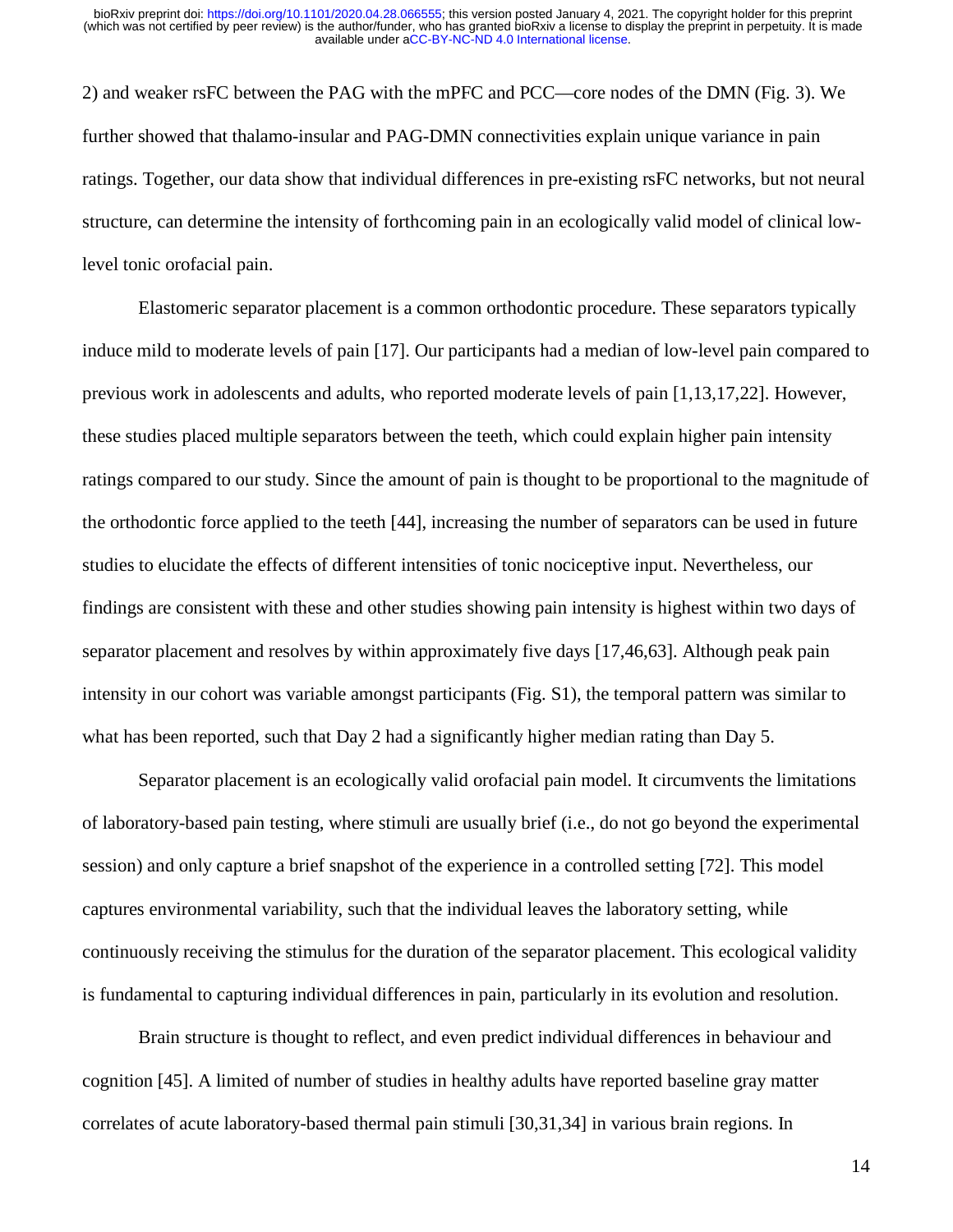2) and weaker rsFC between the PAG with the mPFC and PCC—core nodes of the DMN (Fig. 3). We further showed that thalamo-insular and PAG-DMN connectivities explain unique variance in pain ratings. Together, our data show that individual differences in pre-existing rsFC networks, but not neural structure, can determine the intensity of forthcoming pain in an ecologically valid model of clinical low-level tonic orofacial pain.

Elastomeric separator placement is a common orthodontic procedure. These separators typically induce mild to moderate levels of pain [17]. Our participants had a median of low-level pain compared to previous work in adolescents and adults, who reported moderate levels of pain [1,13,17,22]. However, these studies placed multiple separators between the teeth, which could explain higher pain intensity ratings compared to our study. Since the amount of pain is thought to be proportional to the magnitude of the orthodontic force applied to the teeth [44], increasing the number of separators can be used in future studies to elucidate the effects of different intensities of tonic nociceptive input. Nevertheless, our findings are consistent with these and other studies showing pain intensity is highest within two days of separator placement and resolves by within approximately five days [17,46,63]. Although peak pain intensity in our cohort was variable amongst participants (Fig. S1), the temporal pattern was similar to what has been reported, such that Day 2 had a significantly higher median rating than Day 5.

Separator placement is an ecologically valid orofacial pain model. It circumvents the limitations of laboratory-based pain testing, where stimuli are usually brief (i.e., do not go beyond the experimental session) and only capture a brief snapshot of the experience in a controlled setting [72]. This model captures environmental variability, such that the individual leaves the laboratory setting, while continuously receiving the stimulus for the duration of the separator placement. This ecological validity is fundamental to capturing individual differences in pain, particularly in its evolution and resolution.

Brain structure is thought to reflect, and even predict individual differences in behaviour and cognition [45]. A limited of number of studies in healthy adults have reported baseline gray matter correlates of acute laboratory-based thermal pain stimuli [30,31,34] in various brain regions. In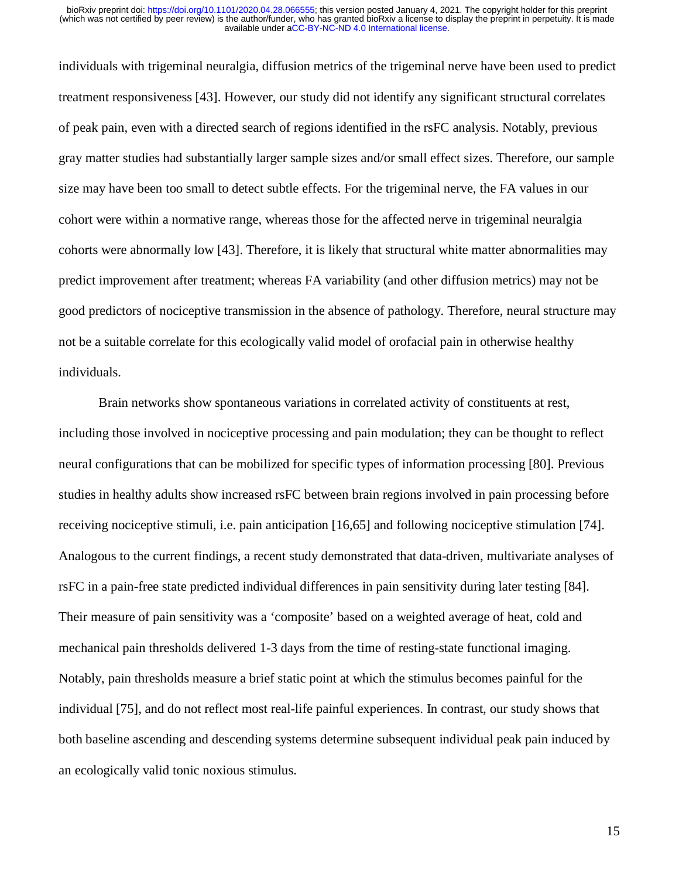individuals with trigeminal neuralgia, diffusion metrics of the trigeminal nerve have been used to predict treatment responsiveness [43]. However, our study did not identify any significant structural correlates of peak pain, even with a directed search of regions identified in the rsFC analysis. Notably, previous gray matter studies had substantially larger sample sizes and/or small effect sizes. Therefore, our sample size may have been too small to detect subtle effects. For the trigeminal nerve, the FA values in our cohort were within a normative range, whereas those for the affected nerve in trigeminal neuralgia cohorts were abnormally low [43]. Therefore, it is likely that structural white matter abnormalities may predict improvement after treatment; whereas FA variability (and other diffusion metrics) may not be good predictors of nociceptive transmission in the absence of pathology. Therefore, neural structure may not be a suitable correlate for this ecologically valid model of orofacial pain in otherwise healthy individuals.

Brain networks show spontaneous variations in correlated activity of constituents at rest, including those involved in nociceptive processing and pain modulation; they can be thought to reflect neural configurations that can be mobilized for specific types of information processing [80]. Previous studies in healthy adults show increased rsFC between brain regions involved in pain processing before receiving nociceptive stimuli, i.e. pain anticipation [16,65] and following nociceptive stimulation [74]. Analogous to the current findings, a recent study demonstrated that data-driven, multivariate analyses of rsFC in a pain-free state predicted individual differences in pain sensitivity during later testing [84]. Their measure of pain sensitivity was a 'composite' based on a weighted average of heat, cold and mechanical pain thresholds delivered 1-3 days from the time of resting-state functional imaging. Notably, pain thresholds measure a brief static point at which the stimulus becomes painful for the individual [75], and do not reflect most real-life painful experiences. In contrast, our study shows that both baseline ascending and descending systems determine subsequent individual peak pain induced by an ecologically valid tonic noxious stimulus.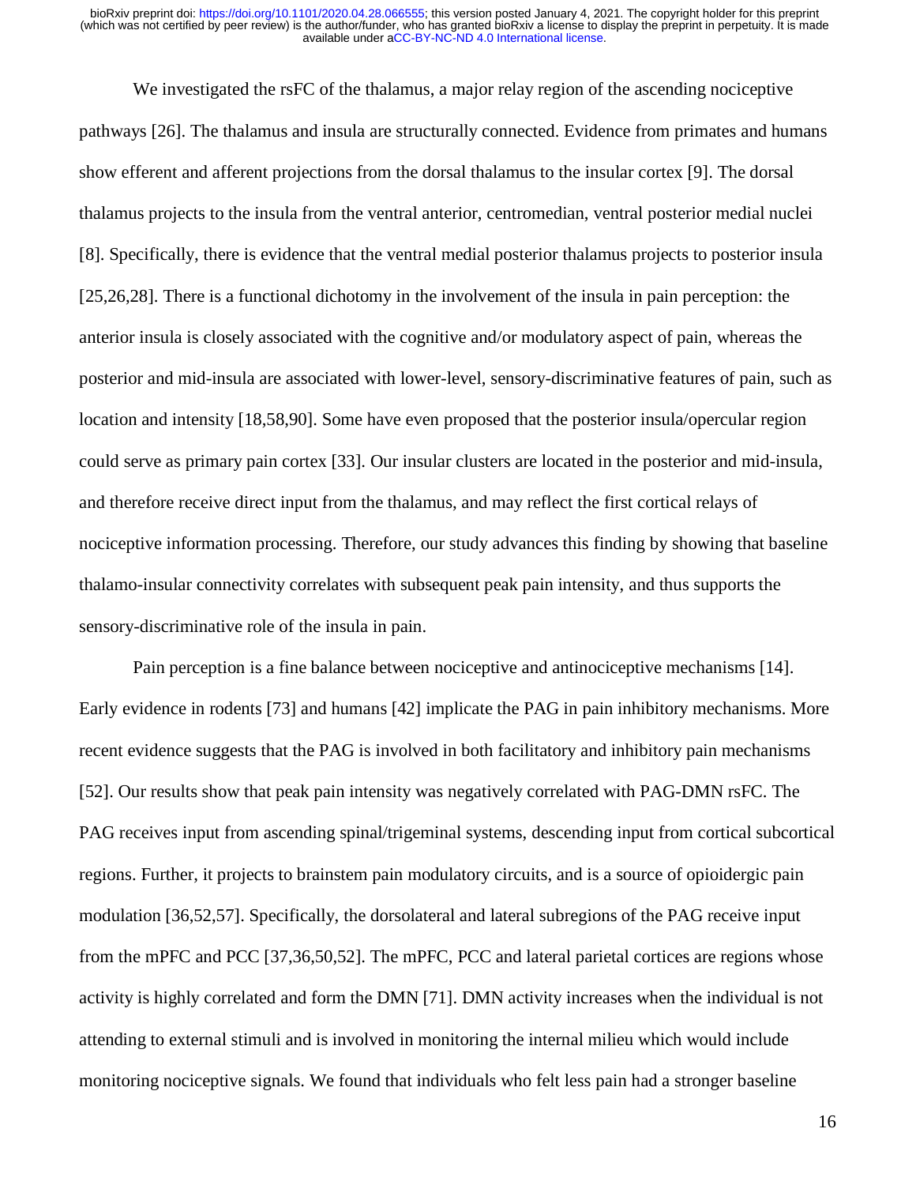We investigated the rsFC of the thalamus, a major relay region of the ascending nociceptive pathways [26]. The thalamus and insula are structurally connected. Evidence from primates and humans show efferent and afferent projections from the dorsal thalamus to the insular cortex [9]. The dorsal thalamus projects to the insula from the ventral anterior, centromedian, ventral posterior medial nuclei [8]. Specifically, there is evidence that the ventral medial posterior thalamus projects to posterior insula [25,26,28]. There is a functional dichotomy in the involvement of the insula in pain perception: the anterior insula is closely associated with the cognitive and/or modulatory aspect of pain, whereas the posterior and mid-insula are associated with lower-level, sensory-discriminative features of pain, such as location and intensity [18,58,90]. Some have even proposed that the posterior insula/opercular region could serve as primary pain cortex [33]. Our insular clusters are located in the posterior and mid-insula, and therefore receive direct input from the thalamus, and may reflect the first cortical relays of nociceptive information processing. Therefore, our study advances this finding by showing that baseline thalamo-insular connectivity correlates with subsequent peak pain intensity, and thus supports the sensory-discriminative role of the insula in pain.

Pain perception is a fine balance between nociceptive and antinociceptive mechanisms [14]. Early evidence in rodents [73] and humans [42] implicate the PAG in pain inhibitory mechanisms. More recent evidence suggests that the PAG is involved in both facilitatory and inhibitory pain mechanisms [52]. Our results show that peak pain intensity was negatively correlated with PAG-DMN rsFC. The PAG receives input from ascending spinal/trigeminal systems, descending input from cortical subcortical regions. Further, it projects to brainstem pain modulatory circuits, and is a source of opioidergic pain modulation [36,52,57]. Specifically, the dorsolateral and lateral subregions of the PAG receive input from the mPFC and PCC [37,36,50,52]. The mPFC, PCC and lateral parietal cortices are regions whose activity is highly correlated and form the DMN [71]. DMN activity increases when the individual is not attending to external stimuli and is involved in monitoring the internal milieu which would include monitoring nociceptive signals. We found that individuals who felt less pain had a stronger baseline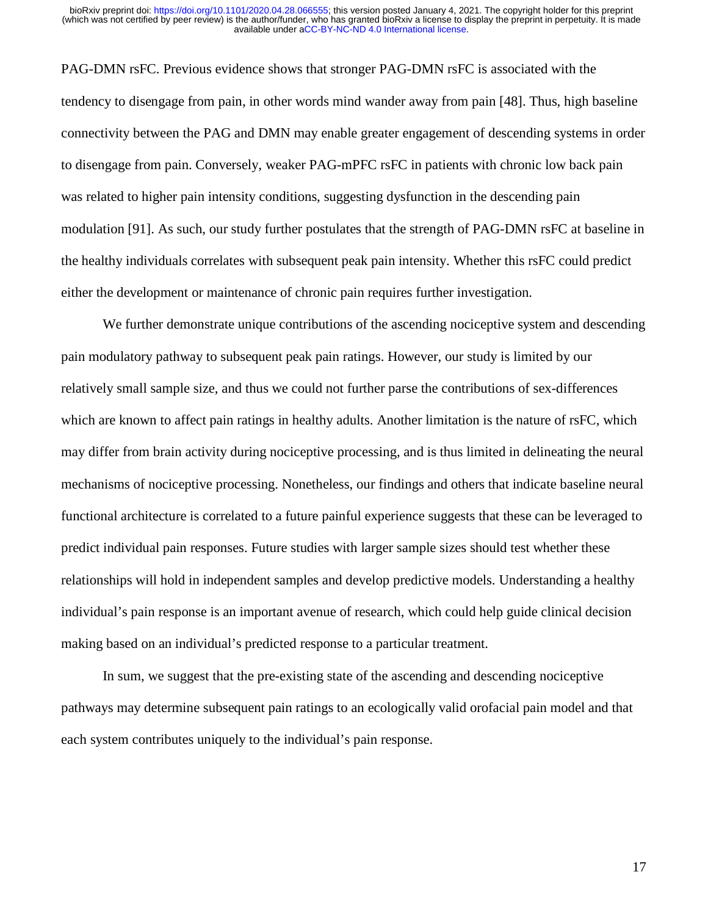PAG-DMN rsFC. Previous evidence shows that stronger PAG-DMN rsFC is associated with the tendency to disengage from pain, in other words mind wander away from pain [48]. Thus, high baseline connectivity between the PAG and DMN may enable greater engagement of descending systems in order to disengage from pain. Conversely, weaker PAG-mPFC rsFC in patients with chronic low back pain was related to higher pain intensity conditions, suggesting dysfunction in the descending pain modulation [91]. As such, our study further postulates that the strength of PAG-DMN rsFC at baseline in the healthy individuals correlates with subsequent peak pain intensity. Whether this rsFC could predict either the development or maintenance of chronic pain requires further investigation.

We further demonstrate unique contributions of the ascending nociceptive system and descending pain modulatory pathway to subsequent peak pain ratings. However, our study is limited by our relatively small sample size, and thus we could not further parse the contributions of sex-differences which are known to affect pain ratings in healthy adults. Another limitation is the nature of rsFC, which may differ from brain activity during nociceptive processing, and is thus limited in delineating the neural mechanisms of nociceptive processing. Nonetheless, our findings and others that indicate baseline neural functional architecture is correlated to a future painful experience suggests that these can be leveraged to predict individual pain responses. Future studies with larger sample sizes should test whether these relationships will hold in independent samples and develop predictive models. Understanding a healthy individual's pain response is an important avenue of research, which could help guide clinical decision making based on an individual's predicted response to a particular treatment.

In sum, we suggest that the pre-existing state of the ascending and descending nociceptive pathways may determine subsequent pain ratings to an ecologically valid orofacial pain model and that each system contributes uniquely to the individual's pain response.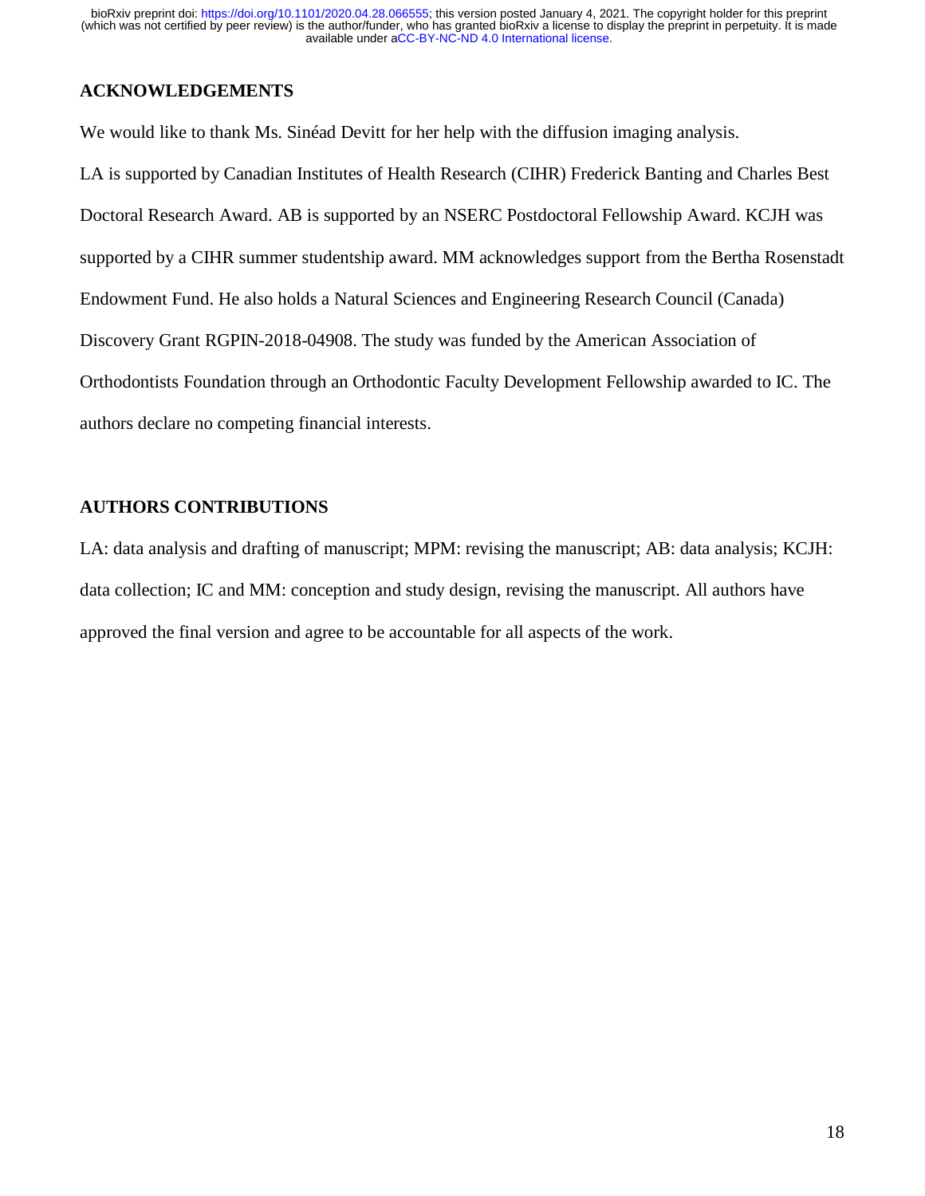## ACKNOWLEDGEMENTS

We would like to thank Ms. Sinéad Devitt for her help with the diffusion imaging analysis.

LA is supported by Canadian Institutes of Health Research (CIHR) Frederick Banting and Charles Best Doctoral Research Award. AB is supported by an NSERC Postdoctoral Fellowship Award. KCJH was supported by a CIHR summer studentship award. MM acknowledges support from the Bertha Rosenstadt Endowment Fund. He also holds a Natural Sciences and Engineering Research Council (Canada) Discovery Grant RGPIN-2018-04908. The study was funded by the American Association of Orthodontists Foundation through an Orthodontic Faculty Development Fellowship awarded to IC. The authors declare no competing financial interests.

## AUTHORS CONTRIBUTIONS

LA: data analysis and drafting of manuscript; MPM: revising the manuscript; AB: data analysis; KCJH: data collection; IC and MM: conception and study design, revising the manuscript. All authors have approved the final version and agree to be accountable for all aspects of the work.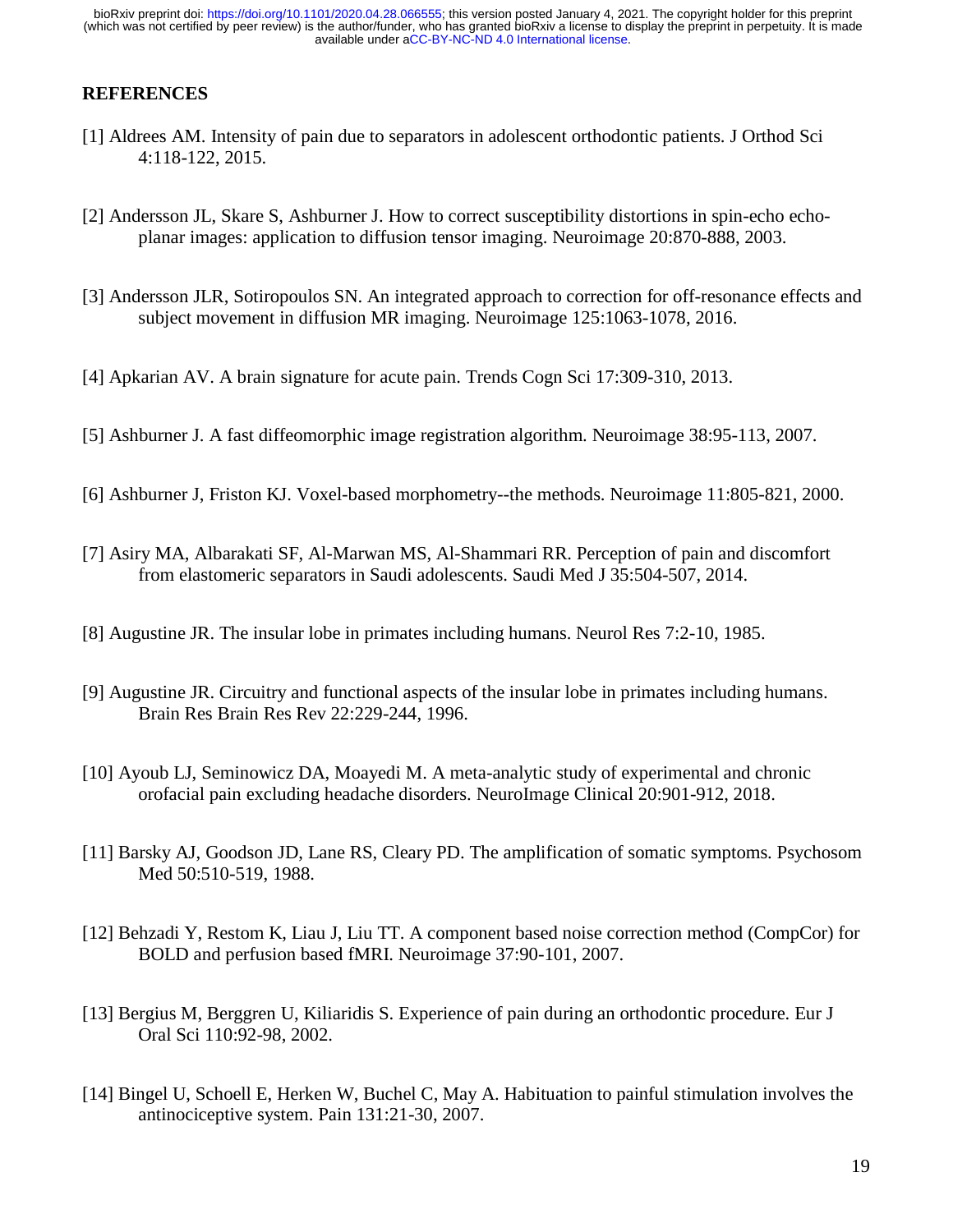## REFERENCES

[1] Aldrees AM. Intensity of pain due to separators in adolescent orthodontic patients. J Orthod Sci 4:118-122, 2015.

[2] Andersson JL, Skare S, Ashburner J. How to correct susceptibility distortions in spin-echo echo-planar images: application to diffusion tensor imaging. Neuroimage 20:870-888, 2003.

[3] Andersson JLR, Sotiropoulos SN. An integrated approach to correction for off-resonance effects and subject movement in diffusion MR imaging. Neuroimage 125:1063-1078, 2016.

[4] Apkarian AV. A brain signature for acute pain. Trends Cogn Sci 17:309-310, 2013.

[5] Ashburner J. A fast diffeomorphic image registration algorithm. Neuroimage 38:95-113, 2007.

[6] Ashburner J, Friston KJ. Voxel-based morphometry--the methods. Neuroimage 11:805-821, 2000.

[7] Asiry MA, Albarakati SF, Al-Marwan MS, Al-Shammari RR. Perception of pain and discomfort from elastomeric separators in Saudi adolescents. Saudi Med J 35:504-507, 2014.

[8] Augustine JR. The insular lobe in primates including humans. Neurol Res 7:2-10, 1985.

[9] Augustine JR. Circuitry and functional aspects of the insular lobe in primates including humans. Brain Res Brain Res Rev 22:229-244, 1996.

[10] Ayoub LJ, Seminowicz DA, Moayedi M. A meta-analytic study of experimental and chronic orofacial pain excluding headache disorders. NeuroImage Clinical 20:901-912, 2018.

[11] Barsky AJ, Goodson JD, Lane RS, Cleary PD. The amplification of somatic symptoms. Psychosom Med 50:510-519, 1988.

[12] Behzadi Y, Restom K, Liau J, Liu TT. A component based noise correction method (CompCor) for BOLD and perfusion based fMRI. Neuroimage 37:90-101, 2007.

[13] Bergius M, Berggren U, Kiliaridis S. Experience of pain during an orthodontic procedure. Eur J Oral Sci 110:92-98, 2002.

[14] Bingel U, Schoell E, Herken W, Buchel C, May A. Habituation to painful stimulation involves the antinociceptive system. Pain 131:21-30, 2007.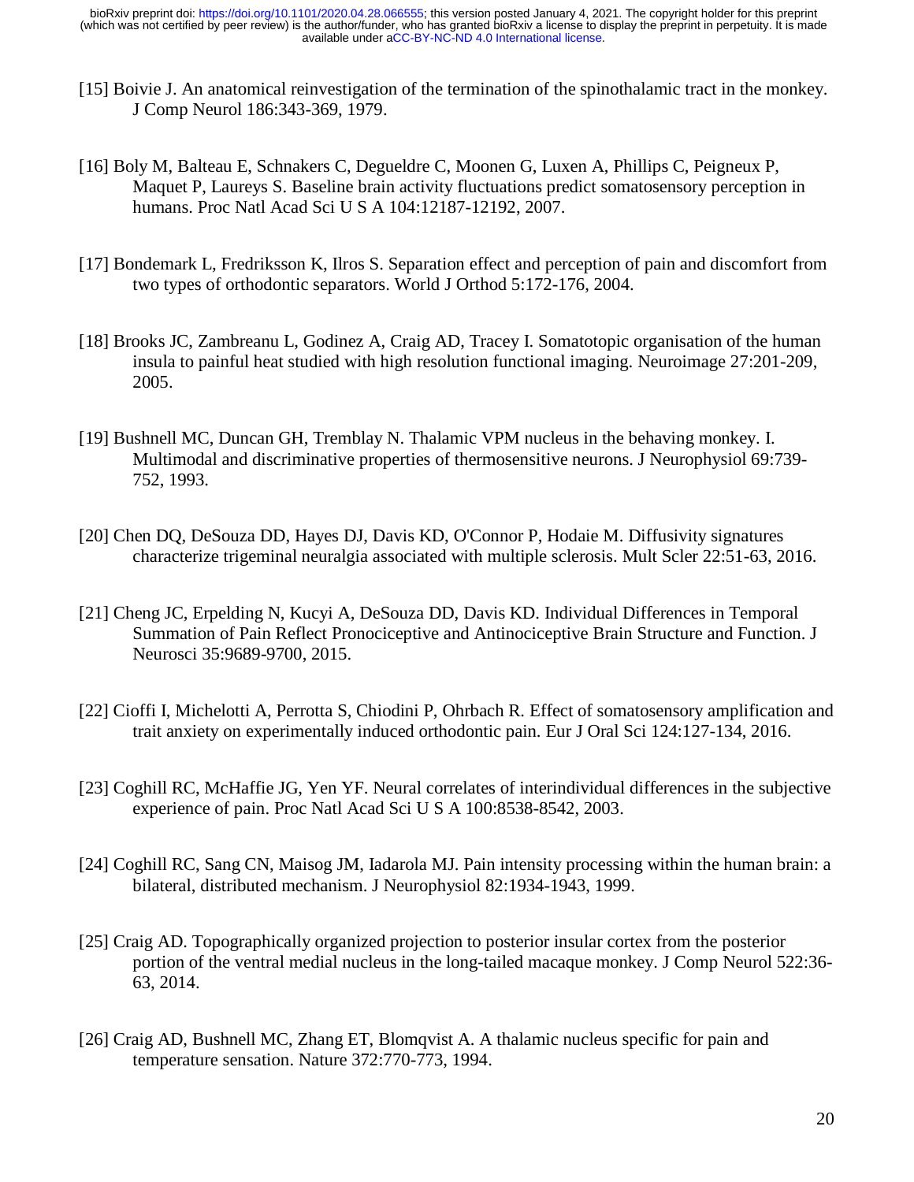[15] Boivie J. An anatomical reinvestigation of the termination of the spinothalamic tract in the monkey. J Comp Neurol 186:343-369, 1979.

[16] Boly M, Balteau E, Schnakers C, Degueldre C, Moonen G, Luxen A, Phillips C, Peigneux P, Maquet P, Laureys S. Baseline brain activity fluctuations predict somatosensory perception in humans. Proc Natl Acad Sci U S A 104:12187-12192, 2007.

[17] Bondemark L, Fredriksson K, Ilros S. Separation effect and perception of pain and discomfort from two types of orthodontic separators. World J Orthod 5:172-176, 2004.

[18] Brooks JC, Zambreanu L, Godinez A, Craig AD, Tracey I. Somatotopic organisation of the human insula to painful heat studied with high resolution functional imaging. Neuroimage 27:201-209, 2005.

[19] Bushnell MC, Duncan GH, Tremblay N. Thalamic VPM nucleus in the behaving monkey. I. Multimodal and discriminative properties of thermosensitive neurons. J Neurophysiol 69:739-752, 1993.

[20] Chen DQ, DeSouza DD, Hayes DJ, Davis KD, O'Connor P, Hodaie M. Diffusivity signatures characterize trigeminal neuralgia associated with multiple sclerosis. Mult Scler 22:51-63, 2016.

[21] Cheng JC, Erpelding N, Kucyi A, DeSouza DD, Davis KD. Individual Differences in Temporal Summation of Pain Reflect Pronociceptive and Antinociceptive Brain Structure and Function. J Neurosci 35:9689-9700, 2015.

[22] Cioffi I, Michelotti A, Perrotta S, Chiodini P, Ohrbach R. Effect of somatosensory amplification and trait anxiety on experimentally induced orthodontic pain. Eur J Oral Sci 124:127-134, 2016.

[23] Coghill RC, McHaffie JG, Yen YF. Neural correlates of interindividual differences in the subjective experience of pain. Proc Natl Acad Sci U S A 100:8538-8542, 2003.

[24] Coghill RC, Sang CN, Maisog JM, Iadarola MJ. Pain intensity processing within the human brain: a bilateral, distributed mechanism. J Neurophysiol 82:1934-1943, 1999.

[25] Craig AD. Topographically organized projection to posterior insular cortex from the posterior portion of the ventral medial nucleus in the long-tailed macaque monkey. J Comp Neurol 522:36-63, 2014.

[26] Craig AD, Bushnell MC, Zhang ET, Blomqvist A. A thalamic nucleus specific for pain and temperature sensation. Nature 372:770-773, 1994.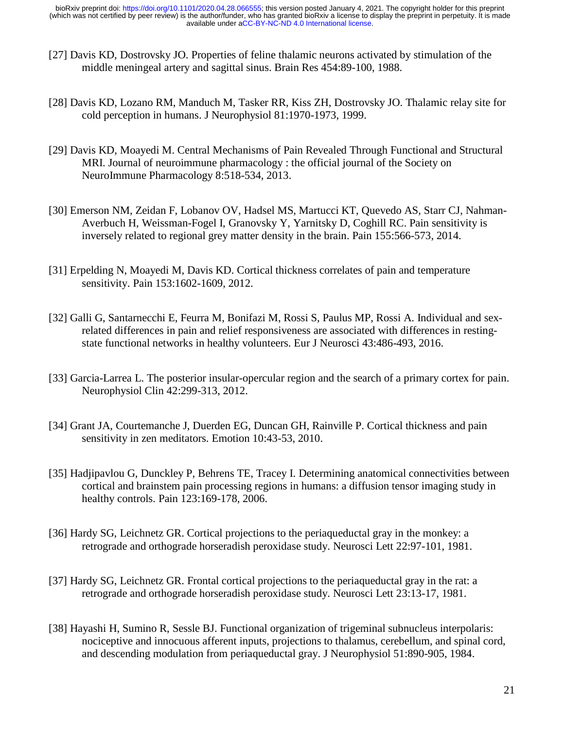[27] Davis KD, Dostrovsky JO. Properties of feline thalamic neurons activated by stimulation of the middle meningeal artery and sagittal sinus. Brain Res 454:89-100, 1988.

[28] Davis KD, Lozano RM, Manduch M, Tasker RR, Kiss ZH, Dostrovsky JO. Thalamic relay site for cold perception in humans. J Neurophysiol 81:1970-1973, 1999.

[29] Davis KD, Moayedi M. Central Mechanisms of Pain Revealed Through Functional and Structural MRI. Journal of neuroimmune pharmacology : the official journal of the Society on NeuroImmune Pharmacology 8:518-534, 2013.

[30] Emerson NM, Zeidan F, Lobanov OV, Hadsel MS, Martucci KT, Quevedo AS, Starr CJ, Nahman-Averbuch H, Weissman-Fogel I, Granovsky Y, Yarnitsky D, Coghill RC. Pain sensitivity is inversely related to regional grey matter density in the brain. Pain 155:566-573, 2014.

[31] Erpelding N, Moayedi M, Davis KD. Cortical thickness correlates of pain and temperature sensitivity. Pain 153:1602-1609, 2012.

[32] Galli G, Santarnecchi E, Feurra M, Bonifazi M, Rossi S, Paulus MP, Rossi A. Individual and sex-related differences in pain and relief responsiveness are associated with differences in resting-state functional networks in healthy volunteers. Eur J Neurosci 43:486-493, 2016.

[33] Garcia-Larrea L. The posterior insular-opercular region and the search of a primary cortex for pain. Neurophysiol Clin 42:299-313, 2012.

[34] Grant JA, Courtemanche J, Duerden EG, Duncan GH, Rainville P. Cortical thickness and pain sensitivity in zen meditators. Emotion 10:43-53, 2010.

[35] Hadjipavlou G, Dunckley P, Behrens TE, Tracey I. Determining anatomical connectivities between cortical and brainstem pain processing regions in humans: a diffusion tensor imaging study in healthy controls. Pain 123:169-178, 2006.

[36] Hardy SG, Leichnetz GR. Cortical projections to the periaqueductal gray in the monkey: a retrograde and orthograde horseradish peroxidase study. Neurosci Lett 22:97-101, 1981.

[37] Hardy SG, Leichnetz GR. Frontal cortical projections to the periaqueductal gray in the rat: a retrograde and orthograde horseradish peroxidase study. Neurosci Lett 23:13-17, 1981.

[38] Hayashi H, Sumino R, Sessle BJ. Functional organization of trigeminal subnucleus interpolaris: nociceptive and innocuous afferent inputs, projections to thalamus, cerebellum, and spinal cord, and descending modulation from periaqueductal gray. J Neurophysiol 51:890-905, 1984.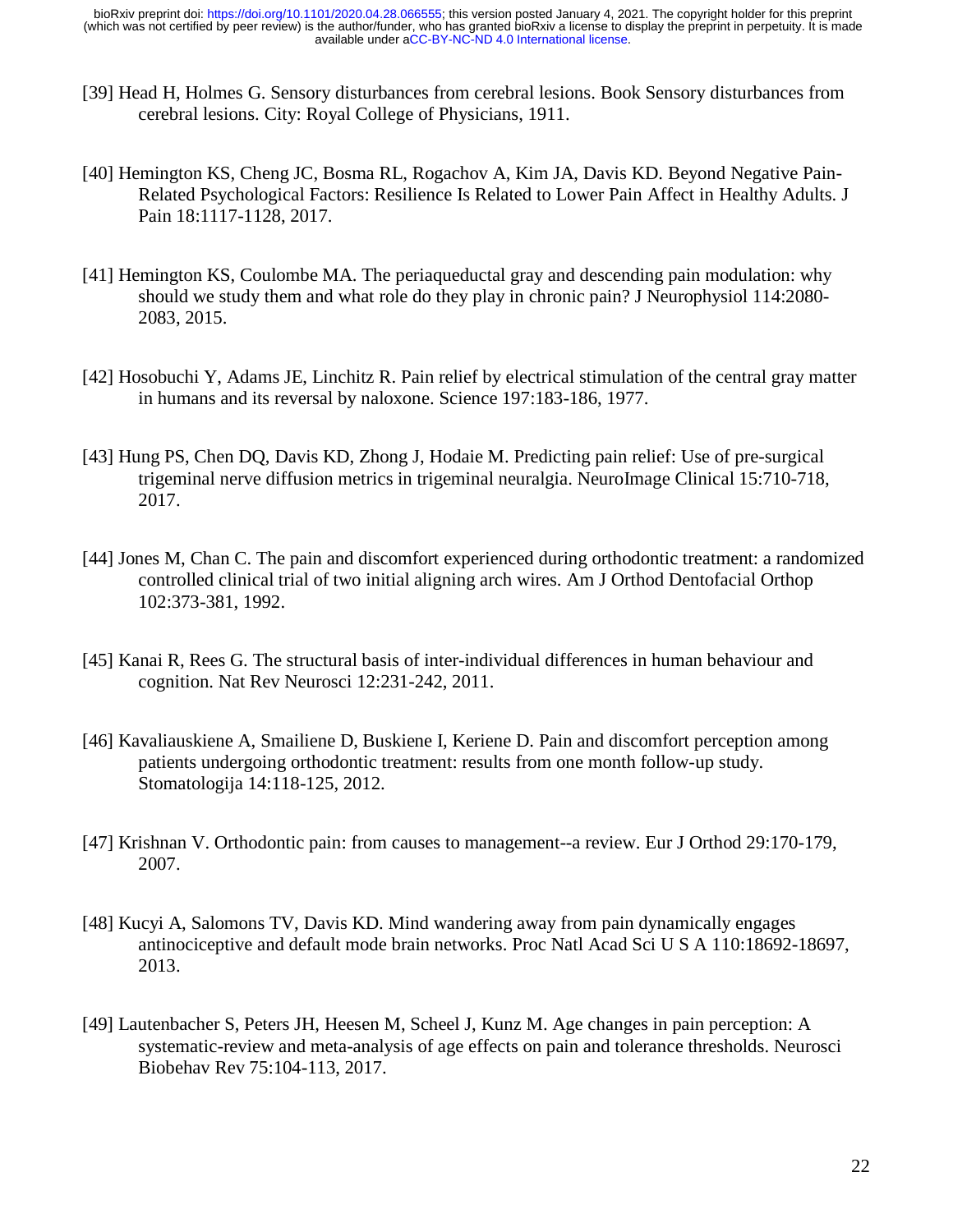[39] Head H, Holmes G. Sensory disturbances from cerebral lesions. Book Sensory disturbances from cerebral lesions. City: Royal College of Physicians, 1911.

[40] Hemington KS, Cheng JC, Bosma RL, Rogachov A, Kim JA, Davis KD. Beyond Negative Pain-Related Psychological Factors: Resilience Is Related to Lower Pain Affect in Healthy Adults. J Pain 18:1117-1128, 2017.

[41] Hemington KS, Coulombe MA. The periaqueductal gray and descending pain modulation: why should we study them and what role do they play in chronic pain? J Neurophysiol 114:2080-2083, 2015.

[42] Hosobuchi Y, Adams JE, Linchitz R. Pain relief by electrical stimulation of the central gray matter in humans and its reversal by naloxone. Science 197:183-186, 1977.

[43] Hung PS, Chen DQ, Davis KD, Zhong J, Hodaie M. Predicting pain relief: Use of pre-surgical trigeminal nerve diffusion metrics in trigeminal neuralgia. NeuroImage Clinical 15:710-718, 2017.

[44] Jones M, Chan C. The pain and discomfort experienced during orthodontic treatment: a randomized controlled clinical trial of two initial aligning arch wires. Am J Orthod Dentofacial Orthop 102:373-381, 1992.

[45] Kanai R, Rees G. The structural basis of inter-individual differences in human behaviour and cognition. Nat Rev Neurosci 12:231-242, 2011.

[46] Kavaliauskiene A, Smailiene D, Buskiene I, Keriene D. Pain and discomfort perception among patients undergoing orthodontic treatment: results from one month follow-up study. Stomatologija 14:118-125, 2012.

[47] Krishnan V. Orthodontic pain: from causes to management--a review. Eur J Orthod 29:170-179, 2007.

[48] Kucyi A, Salomons TV, Davis KD. Mind wandering away from pain dynamically engages antinociceptive and default mode brain networks. Proc Natl Acad Sci U S A 110:18692-18697, 2013.

[49] Lautenbacher S, Peters JH, Heesen M, Scheel J, Kunz M. Age changes in pain perception: A systematic-review and meta-analysis of age effects on pain and tolerance thresholds. Neurosci Biobehav Rev 75:104-113, 2017.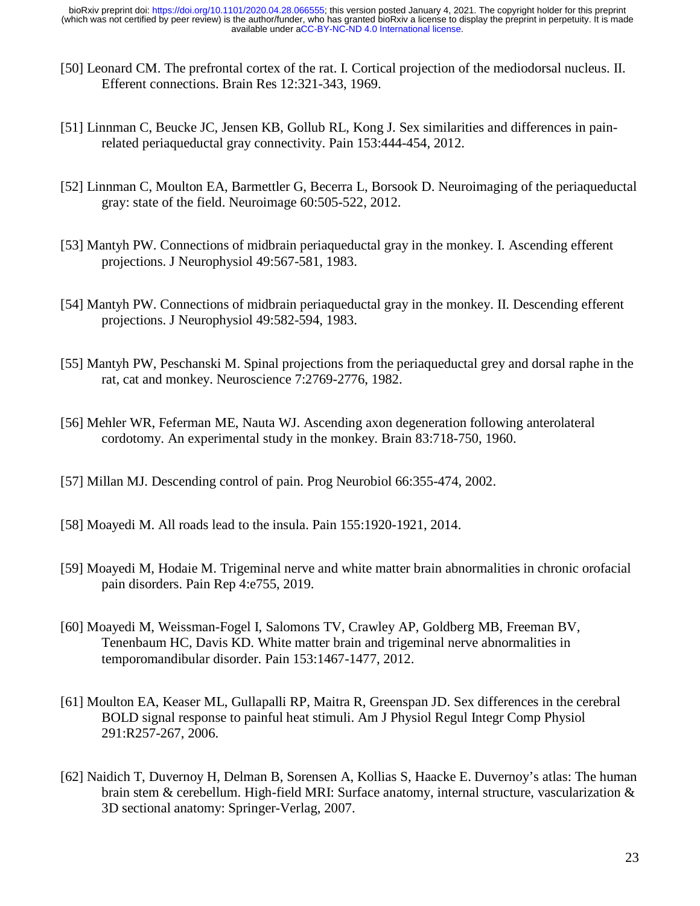[50] Leonard CM. The prefrontal cortex of the rat. I. Cortical projection of the mediodorsal nucleus. II. Efferent connections. Brain Res 12:321-343, 1969.

[51] Linnman C, Beucke JC, Jensen KB, Gollub RL, Kong J. Sex similarities and differences in pain-related periaqueductal gray connectivity. Pain 153:444-454, 2012.

[52] Linnman C, Moulton EA, Barmettler G, Becerra L, Borsook D. Neuroimaging of the periaqueductal gray: state of the field. Neuroimage 60:505-522, 2012.

[53] Mantyh PW. Connections of midbrain periaqueductal gray in the monkey. I. Ascending efferent projections. J Neurophysiol 49:567-581, 1983.

[54] Mantyh PW. Connections of midbrain periaqueductal gray in the monkey. II. Descending efferent projections. J Neurophysiol 49:582-594, 1983.

[55] Mantyh PW, Peschanski M. Spinal projections from the periaqueductal grey and dorsal raphe in the rat, cat and monkey. Neuroscience 7:2769-2776, 1982.

[56] Mehler WR, Feferman ME, Nauta WJ. Ascending axon degeneration following anterolateral cordotomy. An experimental study in the monkey. Brain 83:718-750, 1960.

[57] Millan MJ. Descending control of pain. Prog Neurobiol 66:355-474, 2002.

[58] Moayedi M. All roads lead to the insula. Pain 155:1920-1921, 2014.

[59] Moayedi M, Hodaie M. Trigeminal nerve and white matter brain abnormalities in chronic orofacial pain disorders. Pain Rep 4:e755, 2019.

[60] Moayedi M, Weissman-Fogel I, Salomons TV, Crawley AP, Goldberg MB, Freeman BV, Tenenbaum HC, Davis KD. White matter brain and trigeminal nerve abnormalities in temporomandibular disorder. Pain 153:1467-1477, 2012.

[61] Moulton EA, Keaser ML, Gullapalli RP, Maitra R, Greenspan JD. Sex differences in the cerebral BOLD signal response to painful heat stimuli. Am J Physiol Regul Integr Comp Physiol 291:R257-267, 2006.

[62] Naidich T, Duvernoy H, Delman B, Sorensen A, Kollias S, Haacke E. Duvernoy's atlas: The human brain stem & cerebellum. High-field MRI: Surface anatomy, internal structure, vascularization & 3D sectional anatomy: Springer-Verlag, 2007.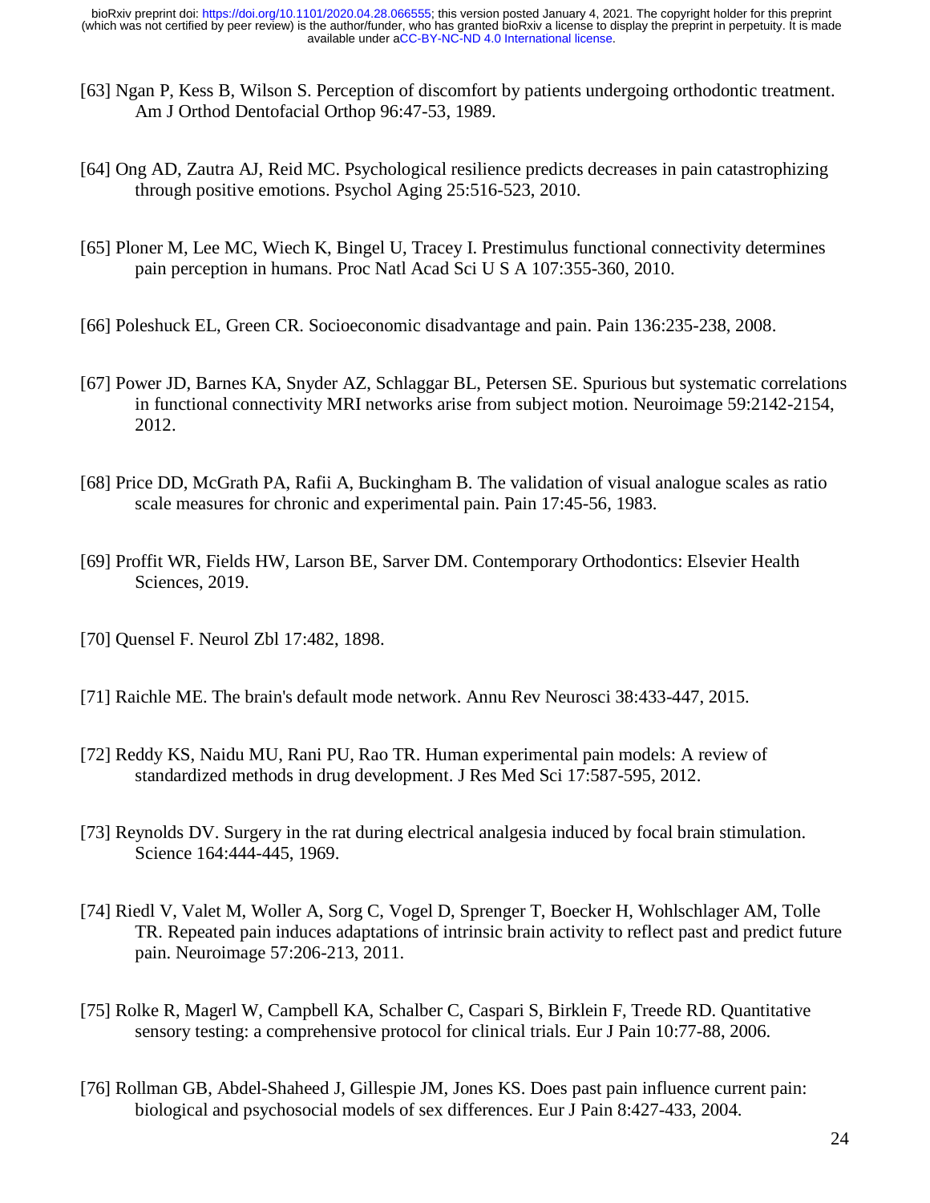[63] Ngan P, Kess B, Wilson S. Perception of discomfort by patients undergoing orthodontic treatment. Am J Orthod Dentofacial Orthop 96:47-53, 1989.

[64] Ong AD, Zautra AJ, Reid MC. Psychological resilience predicts decreases in pain catastrophizing through positive emotions. Psychol Aging 25:516-523, 2010.

[65] Ploner M, Lee MC, Wiech K, Bingel U, Tracey I. Prestimulus functional connectivity determines pain perception in humans. Proc Natl Acad Sci U S A 107:355-360, 2010.

[66] Poleshuck EL, Green CR. Socioeconomic disadvantage and pain. Pain 136:235-238, 2008.

[67] Power JD, Barnes KA, Snyder AZ, Schlaggar BL, Petersen SE. Spurious but systematic correlations in functional connectivity MRI networks arise from subject motion. Neuroimage 59:2142-2154, 2012.

[68] Price DD, McGrath PA, Rafii A, Buckingham B. The validation of visual analogue scales as ratio scale measures for chronic and experimental pain. Pain 17:45-56, 1983.

[69] Proffit WR, Fields HW, Larson BE, Sarver DM. Contemporary Orthodontics: Elsevier Health Sciences, 2019.

[70] Quensel F. Neurol Zbl 17:482, 1898.

[71] Raichle ME. The brain's default mode network. Annu Rev Neurosci 38:433-447, 2015.

[72] Reddy KS, Naidu MU, Rani PU, Rao TR. Human experimental pain models: A review of standardized methods in drug development. J Res Med Sci 17:587-595, 2012.

[73] Reynolds DV. Surgery in the rat during electrical analgesia induced by focal brain stimulation. Science 164:444-445, 1969.

[74] Riedl V, Valet M, Woller A, Sorg C, Vogel D, Sprenger T, Boecker H, Wohlschlager AM, Tolle TR. Repeated pain induces adaptations of intrinsic brain activity to reflect past and predict future pain. Neuroimage 57:206-213, 2011.

[75] Rolke R, Magerl W, Campbell KA, Schalber C, Caspari S, Birklein F, Treede RD. Quantitative sensory testing: a comprehensive protocol for clinical trials. Eur J Pain 10:77-88, 2006.

[76] Rollman GB, Abdel-Shaheed J, Gillespie JM, Jones KS. Does past pain influence current pain: biological and psychosocial models of sex differences. Eur J Pain 8:427-433, 2004.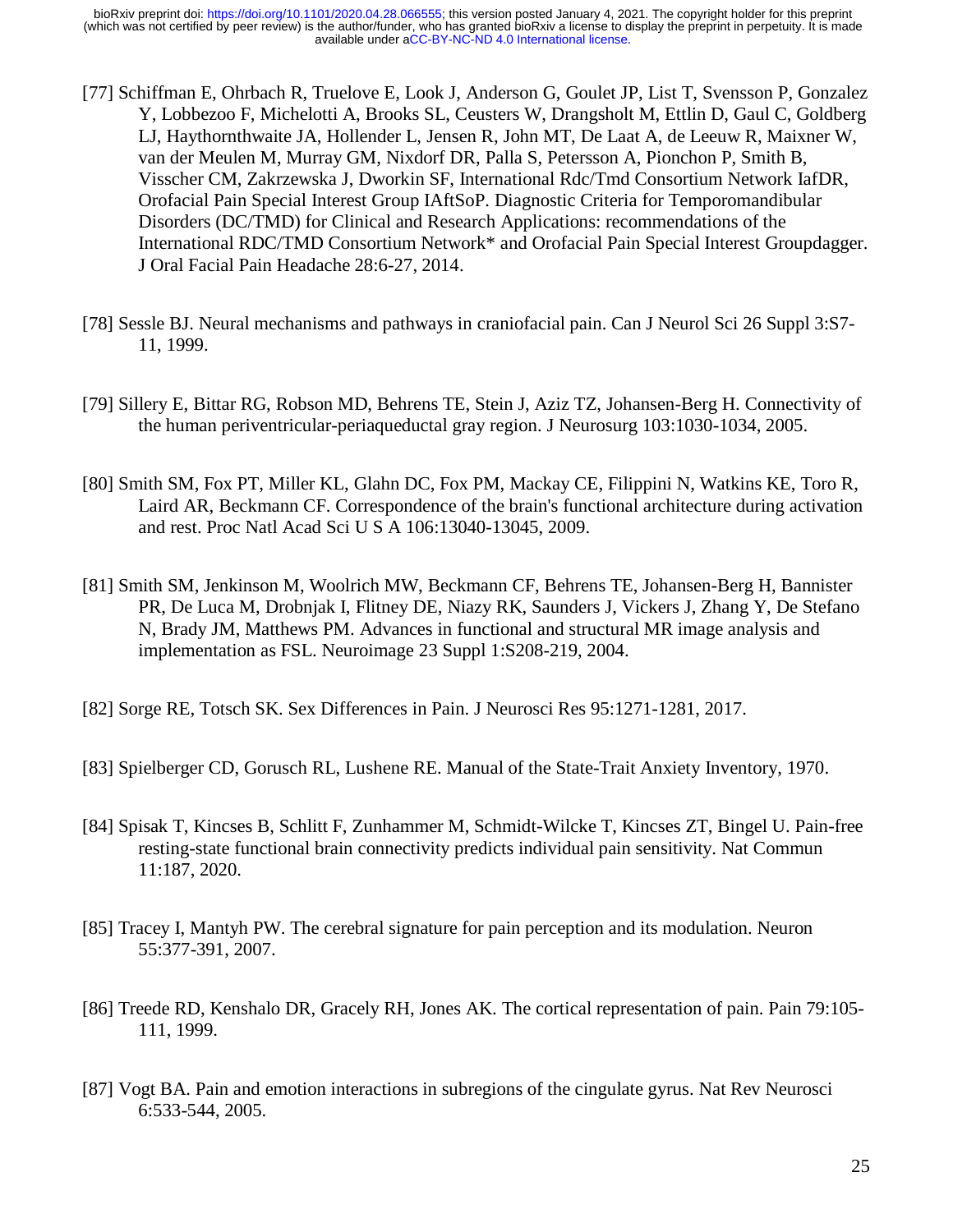[77] Schiffman E, Ohrbach R, Truelove E, Look J, Anderson G, Goulet JP, List T, Svensson P, Gonzalez Y, Lobbezoo F, Michelotti A, Brooks SL, Ceusters W, Drangsholt M, Ettlin D, Gaul C, Goldberg LJ, Haythornthwaite JA, Hollender L, Jensen R, John MT, De Laat A, de Leeuw R, Maixner W, van der Meulen M, Murray GM, Nixdorf DR, Palla S, Petersson A, Pionchon P, Smith B, Visscher CM, Zakrzewska J, Dworkin SF, International Rdc/Tmd Consortium Network IafDR, Orofacial Pain Special Interest Group IAftSoP. Diagnostic Criteria for Temporomandibular Disorders (DC/TMD) for Clinical and Research Applications: recommendations of the International RDC/TMD Consortium Network* and Orofacial Pain Special Interest Groupdagger. J Oral Facial Pain Headache 28:6-27, 2014.

[78] Sessle BJ. Neural mechanisms and pathways in craniofacial pain. Can J Neurol Sci 26 Suppl 3:S7-11, 1999.

[79] Sillery E, Bittar RG, Robson MD, Behrens TE, Stein J, Aziz TZ, Johansen-Berg H. Connectivity of the human periventricular-periaqueductal gray region. J Neurosurg 103:1030-1034, 2005.

[80] Smith SM, Fox PT, Miller KL, Glahn DC, Fox PM, Mackay CE, Filippini N, Watkins KE, Toro R, Laird AR, Beckmann CF. Correspondence of the brain's functional architecture during activation and rest. Proc Natl Acad Sci U S A 106:13040-13045, 2009.

[81] Smith SM, Jenkinson M, Woolrich MW, Beckmann CF, Behrens TE, Johansen-Berg H, Bannister PR, De Luca M, Drobnjak I, Flitney DE, Niazy RK, Saunders J, Vickers J, Zhang Y, De Stefano N, Brady JM, Matthews PM. Advances in functional and structural MR image analysis and implementation as FSL. Neuroimage 23 Suppl 1:S208-219, 2004.

[82] Sorge RE, Totsch SK. Sex Differences in Pain. J Neurosci Res 95:1271-1281, 2017.

[83] Spielberger CD, Gorusch RL, Lushene RE. Manual of the State-Trait Anxiety Inventory, 1970.

[84] Spisak T, Kincses B, Schlitt F, Zunhammer M, Schmidt-Wilcke T, Kincses ZT, Bingel U. Pain-free resting-state functional brain connectivity predicts individual pain sensitivity. Nat Commun 11:187, 2020.

[85] Tracey I, Mantyh PW. The cerebral signature for pain perception and its modulation. Neuron 55:377-391, 2007.

[86] Treede RD, Kenshalo DR, Gracely RH, Jones AK. The cortical representation of pain. Pain 79:105-111, 1999.

[87] Vogt BA. Pain and emotion interactions in subregions of the cingulate gyrus. Nat Rev Neurosci 6:533-544, 2005.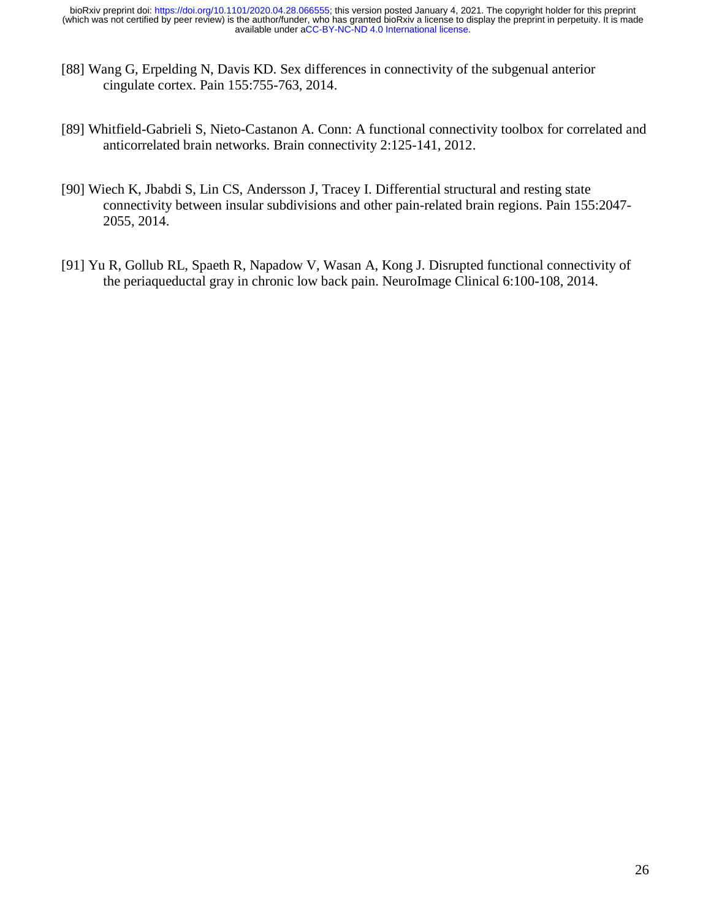[88] Wang G, Erpelding N, Davis KD. Sex differences in connectivity of the subgenual anterior cingulate cortex. Pain 155:755-763, 2014.

[89] Whitfield-Gabrieli S, Nieto-Castanon A. Conn: A functional connectivity toolbox for correlated and anticorrelated brain networks. Brain connectivity 2:125-141, 2012.

[90] Wiech K, Jbabdi S, Lin CS, Andersson J, Tracey I. Differential structural and resting state connectivity between insular subdivisions and other pain-related brain regions. Pain 155:2047-2055, 2014.

[91] Yu R, Gollub RL, Spaeth R, Napadow V, Wasan A, Kong J. Disrupted functional connectivity of the periaqueductal gray in chronic low back pain. NeuroImage Clinical 6:100-108, 2014.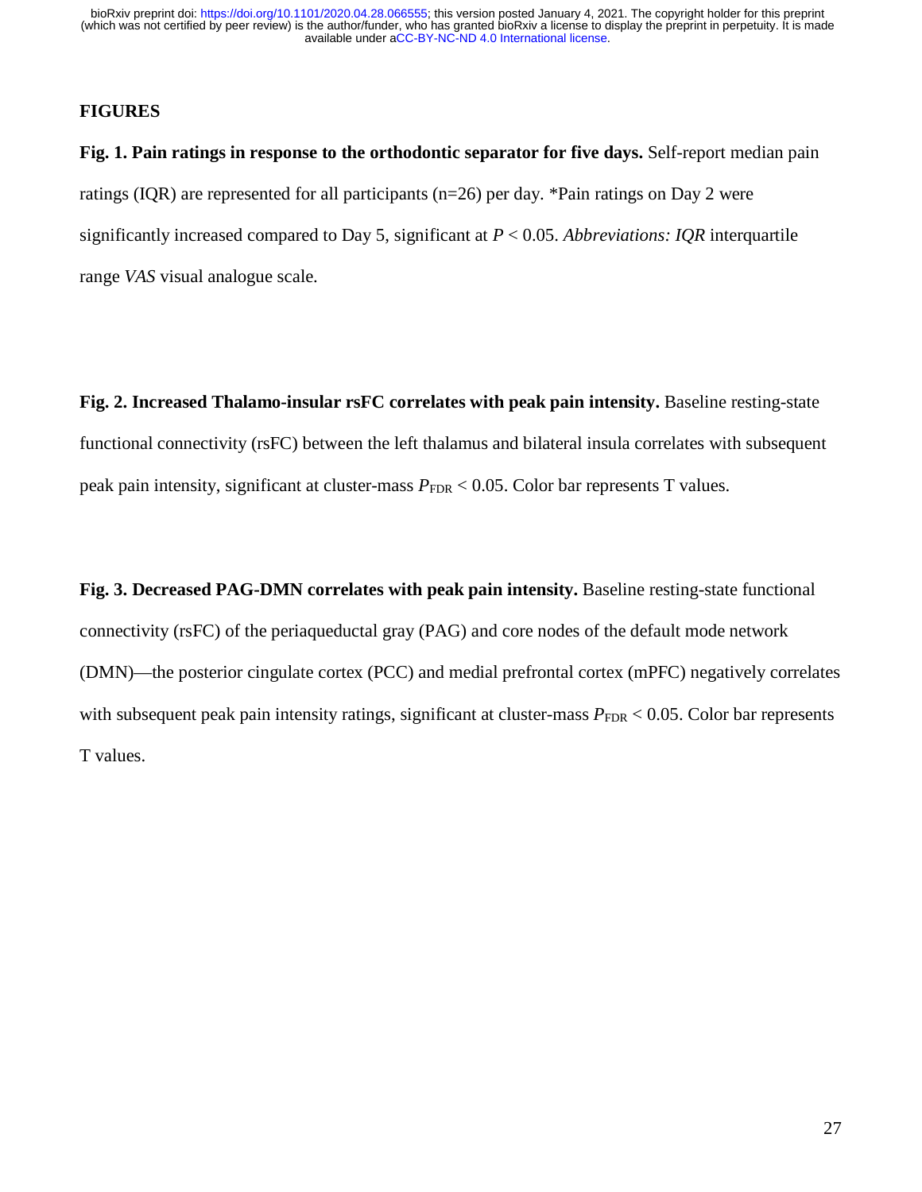## FIGURES

**Fig. 1. Pain ratings in response to the orthodontic separator for five days.** Self-report median pain ratings (IQR) are represented for all participants (n=26) per day. *Pain ratings on Day 2 were significantly increased compared to Day 5, significant at $P < 0.05$. *Abbreviations: IQR* interquartile range *VAS* visual analogue scale.

**Fig. 2. Increased Thalamo-insular rsFC correlates with peak pain intensity.** Baseline resting-state functional connectivity (rsFC) between the left thalamus and bilateral insula correlates with subsequent peak pain intensity, significant at cluster-mass $P_{\mathrm{FDR}} < 0.05$. Color bar represents T values.

**Fig. 3. Decreased PAG-DMN correlates with peak pain intensity.** Baseline resting-state functional connectivity (rsFC) of the periaqueductal gray (PAG) and core nodes of the default mode network (DMN)—the posterior cingulate cortex (PCC) and medial prefrontal cortex (mPFC) negatively correlates with subsequent peak pain intensity ratings, significant at cluster-mass $P_{\mathrm{FDR}} < 0.05$. Color bar represents T values.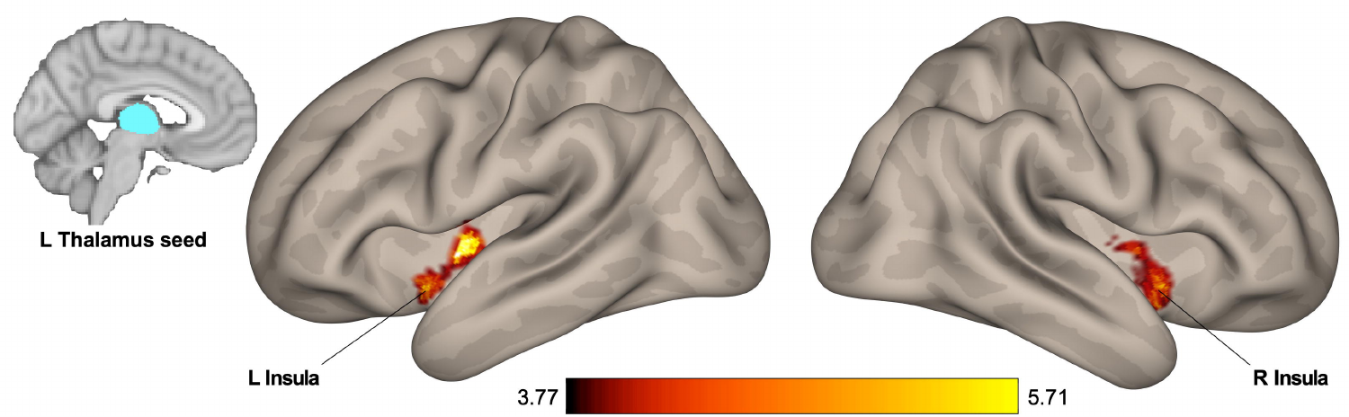L Thalamus seed

L Insula

R Insula

3.77 5.71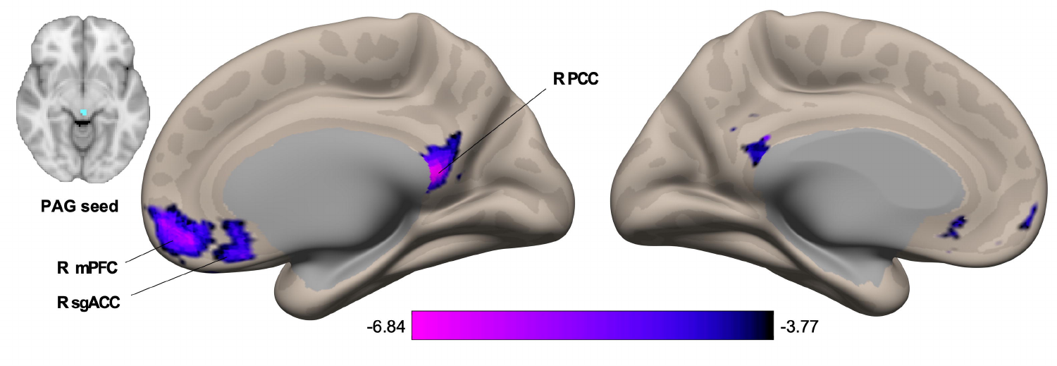PAG seed

R mPFC

R sgACC

R PCC

-6.84

-3.77